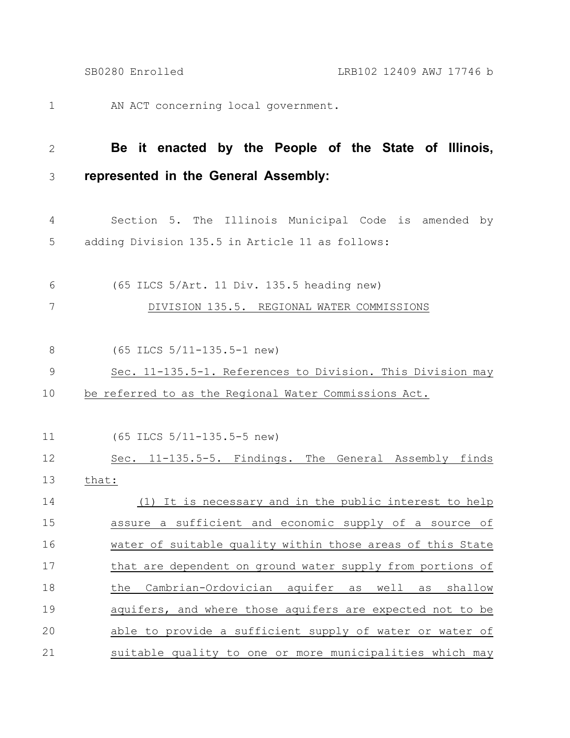AN ACT concerning local government.

**Be it enacted by the People of the State of Illinois, represented in the General Assembly:**

Section 5. The Illinois Municipal Code is amended by adding Division 135.5 in Article 11 as follows:

(65 ILCS 5/Art. 11 Div. 135.5 heading new)

DIVISION 135.5. REGIONAL WATER COMMISSIONS

(65 ILCS 5/11-135.5-1 new)

Sec. 11-135.5-1. References to Division. This Division may be referred to as the Regional Water Commissions Act.

(65 ILCS 5/11-135.5-5 new)

Sec. 11-135.5-5. Findings. The General Assembly finds that:

(1) It is necessary and in the public interest to help assure a sufficient and economic supply of a source of water of suitable quality within those areas of this State that are dependent on ground water supply from portions of the Cambrian-Ordovician aquifer as well as shallow aquifers, and where those aquifers are expected not to be able to provide a sufficient supply of water or water of suitable quality to one or more municipalities which may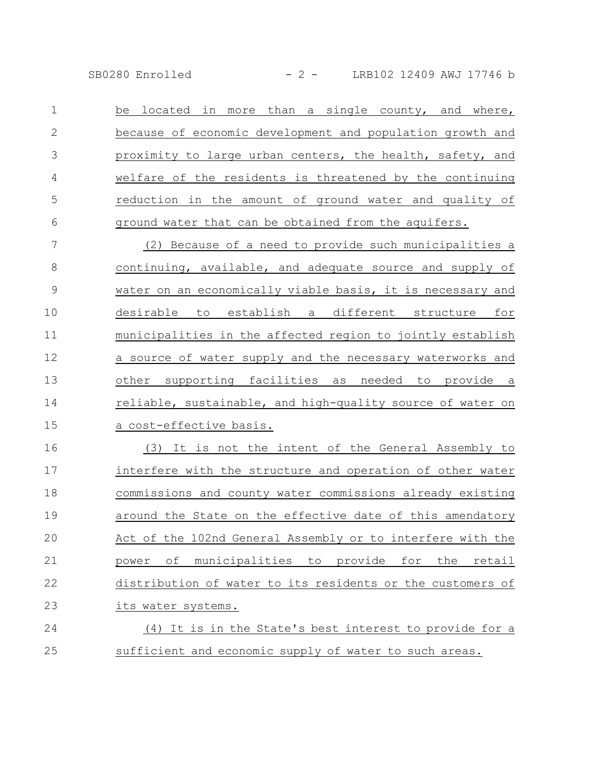be located in more than a single county, and where, because of economic development and population growth and proximity to large urban centers, the health, safety, and welfare of the residents is threatened by the continuing reduction in the amount of ground water and quality of ground water that can be obtained from the aquifers.

(2) Because of a need to provide such municipalities a continuing, available, and adequate source and supply of water on an economically viable basis, it is necessary and desirable to establish a different structure for municipalities in the affected region to jointly establish a source of water supply and the necessary waterworks and other supporting facilities as needed to provide a reliable, sustainable, and high-quality source of water on a cost-effective basis.

(3) It is not the intent of the General Assembly to interfere with the structure and operation of other water commissions and county water commissions already existing around the State on the effective date of this amendatory Act of the 102nd General Assembly or to interfere with the power of municipalities to provide for the retail distribution of water to its residents or the customers of its water systems.

(4) It is in the State's best interest to provide for a sufficient and economic supply of water to such areas.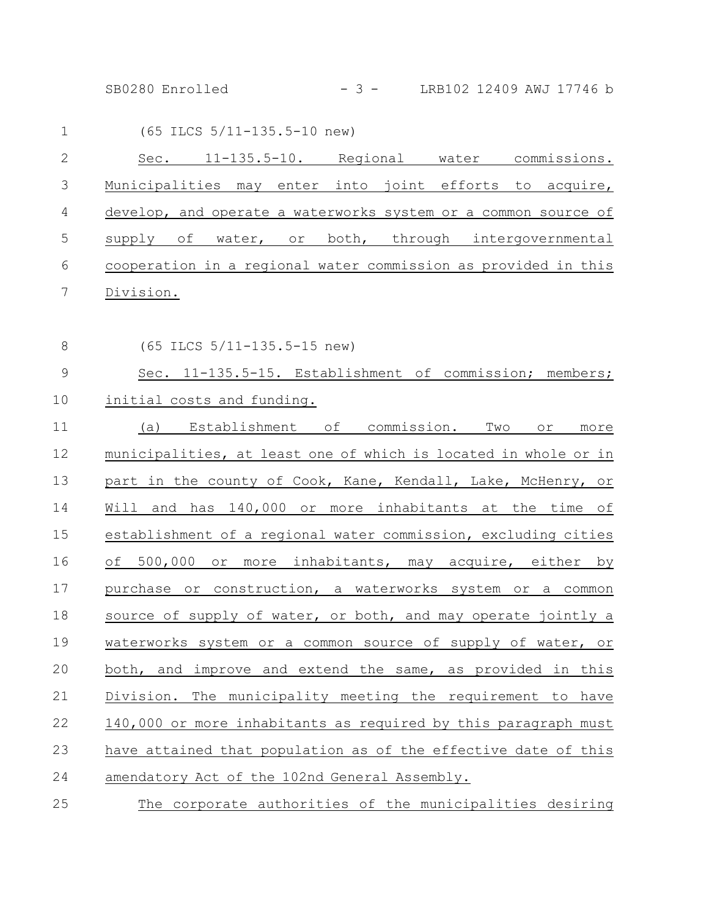(65 ILCS 5/11-135.5-10 new)

Sec. 11-135.5-10. Regional water commissions. Municipalities may enter into joint efforts to acquire, develop, and operate a waterworks system or a common source of supply of water, or both, through intergovernmental cooperation in a regional water commission as provided in this Division.

(65 ILCS 5/11-135.5-15 new)

Sec. 11-135.5-15. Establishment of commission; members; initial costs and funding.

(a) Establishment of commission. Two or more municipalities, at least one of which is located in whole or in part in the county of Cook, Kane, Kendall, Lake, McHenry, or Will and has 140,000 or more inhabitants at the time of establishment of a regional water commission, excluding cities of 500,000 or more inhabitants, may acquire, either by purchase or construction, a waterworks system or a common source of supply of water, or both, and may operate jointly a waterworks system or a common source of supply of water, or both, and improve and extend the same, as provided in this Division. The municipality meeting the requirement to have 140,000 or more inhabitants as required by this paragraph must have attained that population as of the effective date of this amendatory Act of the 102nd General Assembly.

The corporate authorities of the municipalities desiring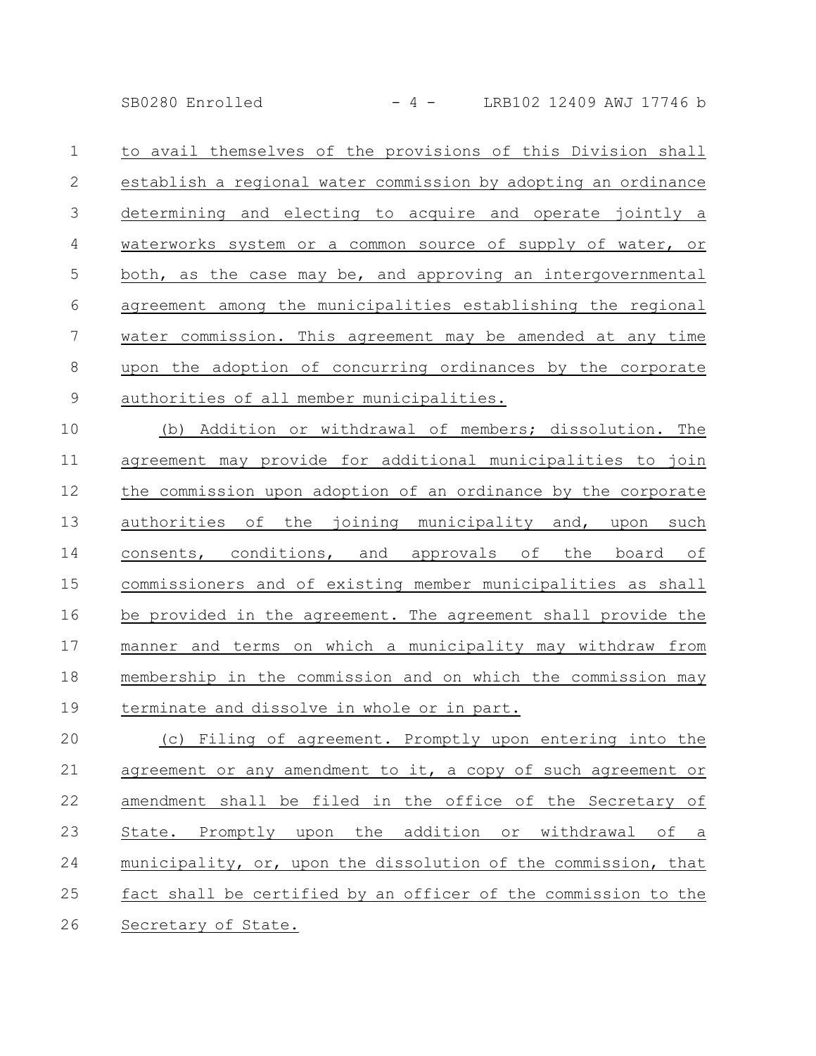to avail themselves of the provisions of this Division shall establish a regional water commission by adopting an ordinance determining and electing to acquire and operate jointly a waterworks system or a common source of supply of water, or both, as the case may be, and approving an intergovernmental agreement among the municipalities establishing the regional water commission. This agreement may be amended at any time upon the adoption of concurring ordinances by the corporate authorities of all member municipalities.

(b) Addition or withdrawal of members; dissolution. The agreement may provide for additional municipalities to join the commission upon adoption of an ordinance by the corporate authorities of the joining municipality and, upon such consents, conditions, and approvals of the board of commissioners and of existing member municipalities as shall be provided in the agreement. The agreement shall provide the manner and terms on which a municipality may withdraw from membership in the commission and on which the commission may terminate and dissolve in whole or in part.

(c) Filing of agreement. Promptly upon entering into the agreement or any amendment to it, a copy of such agreement or amendment shall be filed in the office of the Secretary of State. Promptly upon the addition or withdrawal of a municipality, or, upon the dissolution of the commission, that fact shall be certified by an officer of the commission to the Secretary of State.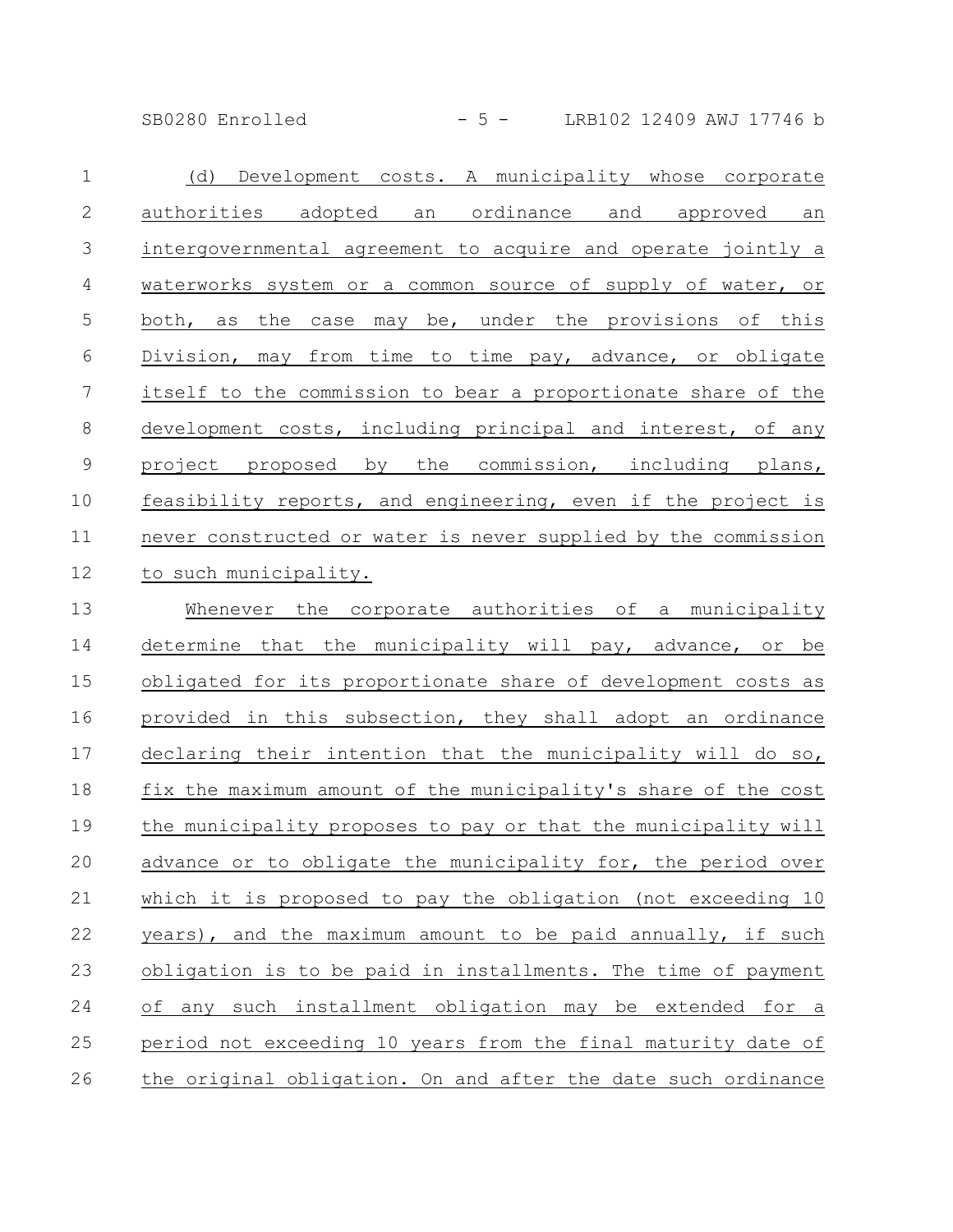(d) Development costs. A municipality whose corporate authorities adopted an ordinance and approved an intergovernmental agreement to acquire and operate jointly a waterworks system or a common source of supply of water, or both, as the case may be, under the provisions of this Division, may from time to time pay, advance, or obligate itself to the commission to bear a proportionate share of the development costs, including principal and interest, of any project proposed by the commission, including plans, feasibility reports, and engineering, even if the project is never constructed or water is never supplied by the commission to such municipality.

Whenever the corporate authorities of a municipality determine that the municipality will pay, advance, or be obligated for its proportionate share of development costs as provided in this subsection, they shall adopt an ordinance declaring their intention that the municipality will do so, fix the maximum amount of the municipality's share of the cost the municipality proposes to pay or that the municipality will advance or to obligate the municipality for, the period over which it is proposed to pay the obligation (not exceeding 10 years), and the maximum amount to be paid annually, if such obligation is to be paid in installments. The time of payment of any such installment obligation may be extended for a period not exceeding 10 years from the final maturity date of the original obligation. On and after the date such ordinance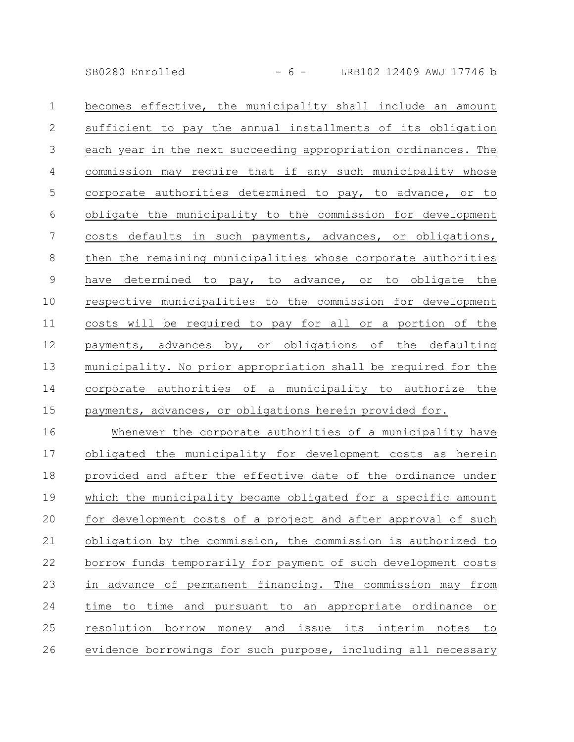becomes effective, the municipality shall include an amount sufficient to pay the annual installments of its obligation each year in the next succeeding appropriation ordinances. The commission may require that if any such municipality whose corporate authorities determined to pay, to advance, or to obligate the municipality to the commission for development costs defaults in such payments, advances, or obligations, then the remaining municipalities whose corporate authorities have determined to pay, to advance, or to obligate the respective municipalities to the commission for development costs will be required to pay for all or a portion of the payments, advances by, or obligations of the defaulting municipality. No prior appropriation shall be required for the corporate authorities of a municipality to authorize the payments, advances, or obligations herein provided for.

Whenever the corporate authorities of a municipality have obligated the municipality for development costs as herein provided and after the effective date of the ordinance under which the municipality became obligated for a specific amount for development costs of a project and after approval of such obligation by the commission, the commission is authorized to borrow funds temporarily for payment of such development costs in advance of permanent financing. The commission may from time to time and pursuant to an appropriate ordinance or resolution borrow money and issue its interim notes to evidence borrowings for such purpose, including all necessary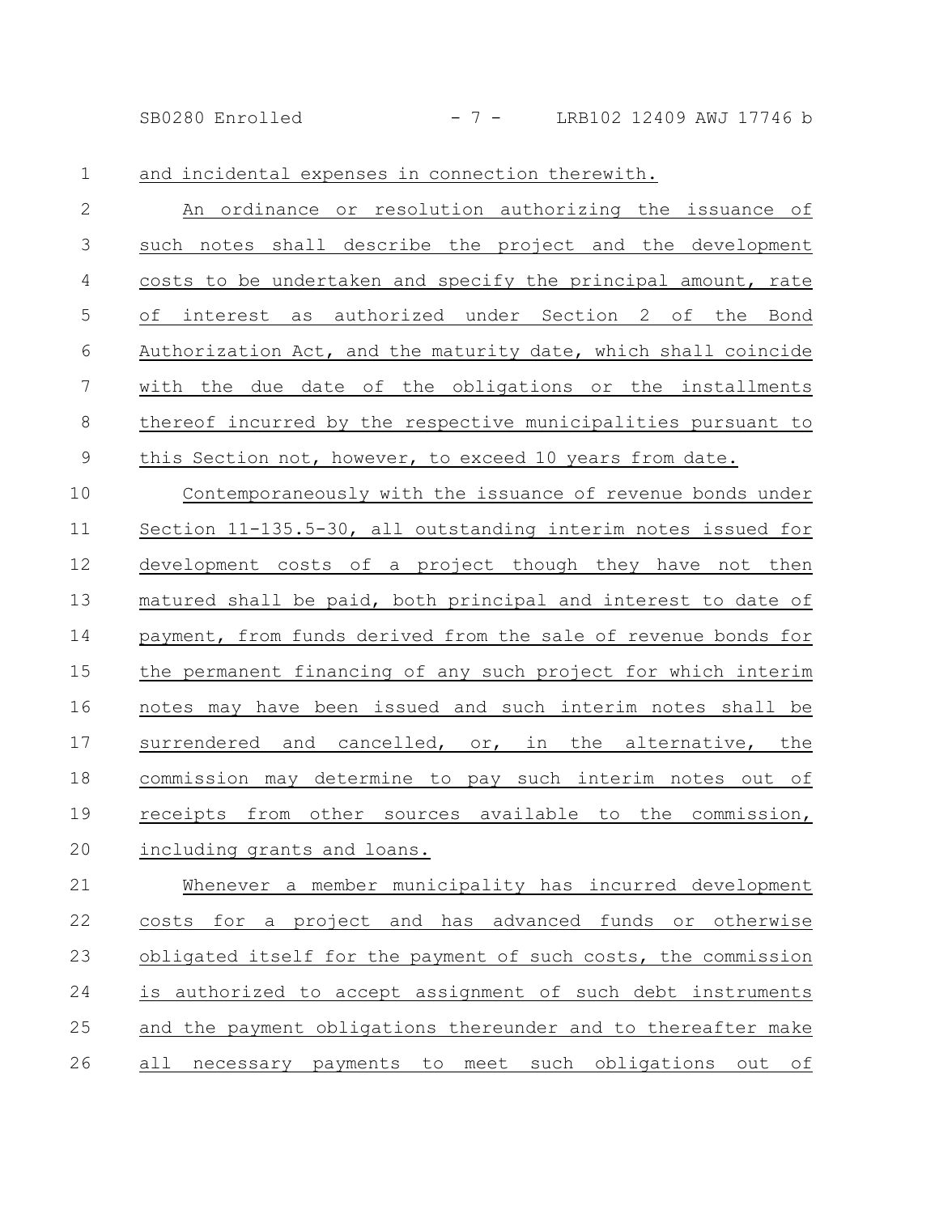and incidental expenses in connection therewith.

An ordinance or resolution authorizing the issuance of such notes shall describe the project and the development costs to be undertaken and specify the principal amount, rate of interest as authorized under Section 2 of the Bond Authorization Act, and the maturity date, which shall coincide with the due date of the obligations or the installments thereof incurred by the respective municipalities pursuant to this Section not, however, to exceed 10 years from date.

Contemporaneously with the issuance of revenue bonds under Section 11-135.5-30, all outstanding interim notes issued for development costs of a project though they have not then matured shall be paid, both principal and interest to date of payment, from funds derived from the sale of revenue bonds for the permanent financing of any such project for which interim notes may have been issued and such interim notes shall be surrendered and cancelled, or, in the alternative, the commission may determine to pay such interim notes out of receipts from other sources available to the commission, including grants and loans.

Whenever a member municipality has incurred development costs for a project and has advanced funds or otherwise obligated itself for the payment of such costs, the commission is authorized to accept assignment of such debt instruments and the payment obligations thereunder and to thereafter make all necessary payments to meet such obligations out of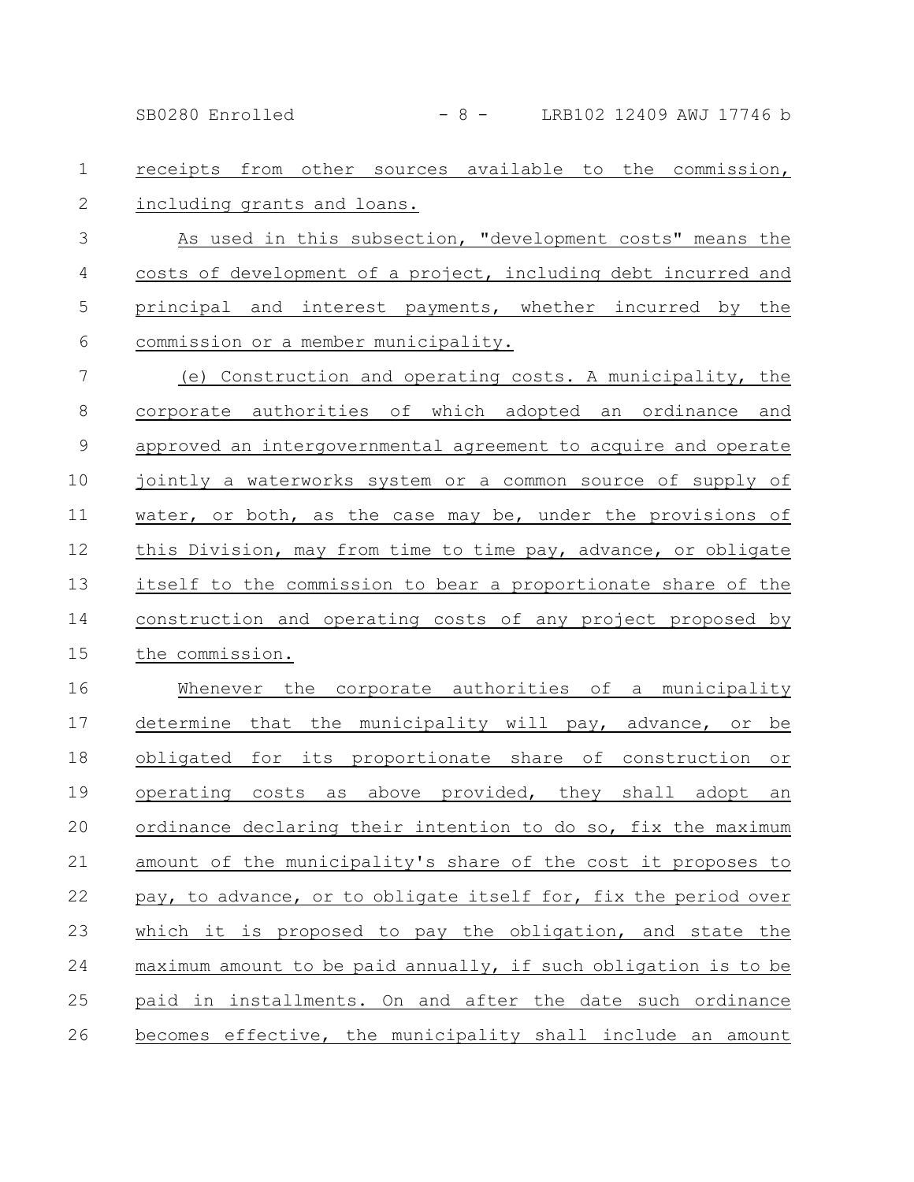receipts from other sources available to the commission, including grants and loans.

As used in this subsection, "development costs" means the costs of development of a project, including debt incurred and principal and interest payments, whether incurred by the commission or a member municipality.

(e) Construction and operating costs. A municipality, the corporate authorities of which adopted an ordinance and approved an intergovernmental agreement to acquire and operate jointly a waterworks system or a common source of supply of water, or both, as the case may be, under the provisions of this Division, may from time to time pay, advance, or obligate itself to the commission to bear a proportionate share of the construction and operating costs of any project proposed by the commission.

Whenever the corporate authorities of a municipality determine that the municipality will pay, advance, or be obligated for its proportionate share of construction or operating costs as above provided, they shall adopt an ordinance declaring their intention to do so, fix the maximum amount of the municipality's share of the cost it proposes to pay, to advance, or to obligate itself for, fix the period over which it is proposed to pay the obligation, and state the maximum amount to be paid annually, if such obligation is to be paid in installments. On and after the date such ordinance becomes effective, the municipality shall include an amount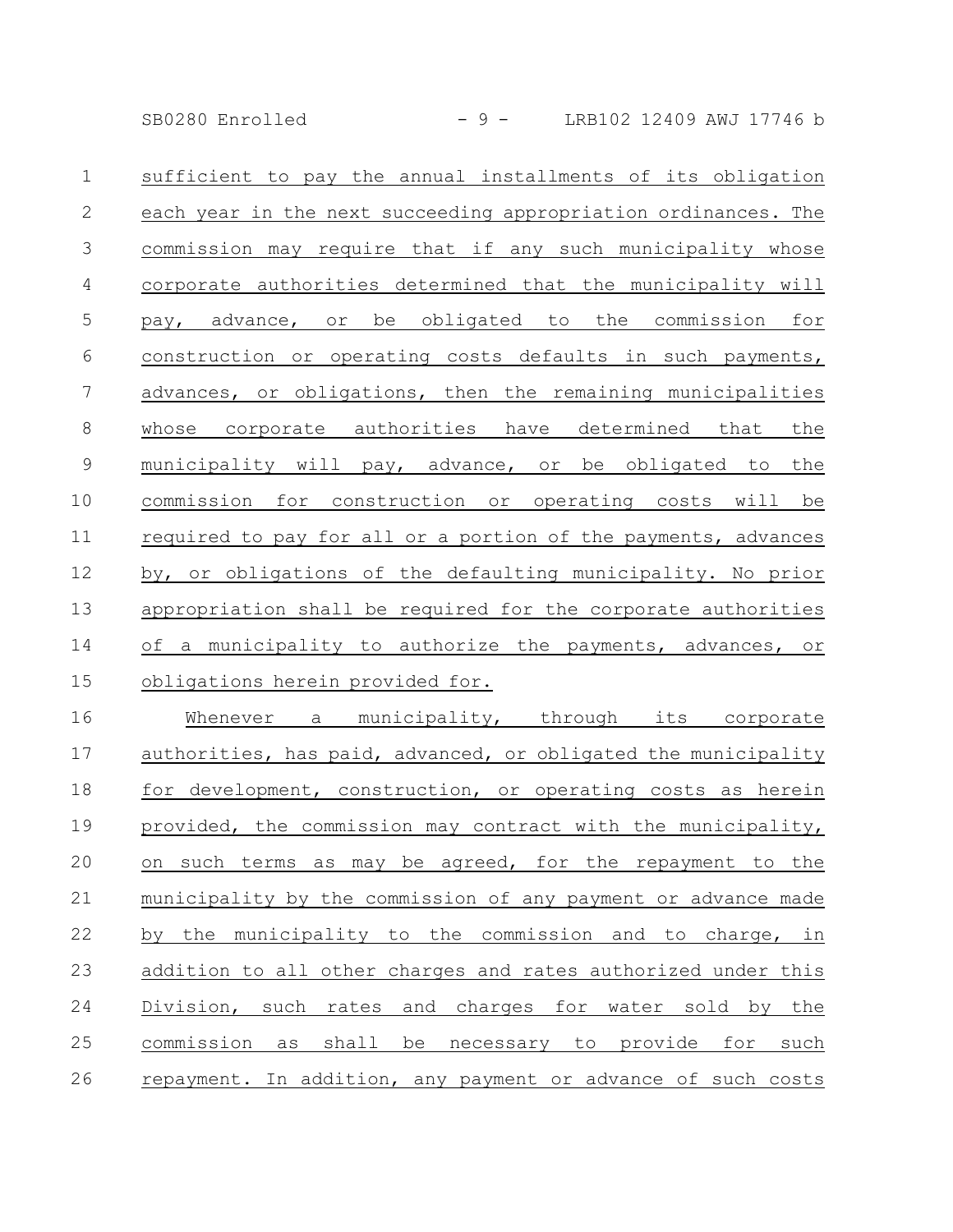sufficient to pay the annual installments of its obligation each year in the next succeeding appropriation ordinances. The commission may require that if any such municipality whose corporate authorities determined that the municipality will pay, advance, or be obligated to the commission for construction or operating costs defaults in such payments, advances, or obligations, then the remaining municipalities whose corporate authorities have determined that the municipality will pay, advance, or be obligated to the commission for construction or operating costs will be required to pay for all or a portion of the payments, advances by, or obligations of the defaulting municipality. No prior appropriation shall be required for the corporate authorities of a municipality to authorize the payments, advances, or obligations herein provided for.

Whenever a municipality, through its corporate authorities, has paid, advanced, or obligated the municipality for development, construction, or operating costs as herein provided, the commission may contract with the municipality, on such terms as may be agreed, for the repayment to the municipality by the commission of any payment or advance made by the municipality to the commission and to charge, in addition to all other charges and rates authorized under this Division, such rates and charges for water sold by the commission as shall be necessary to provide for such repayment. In addition, any payment or advance of such costs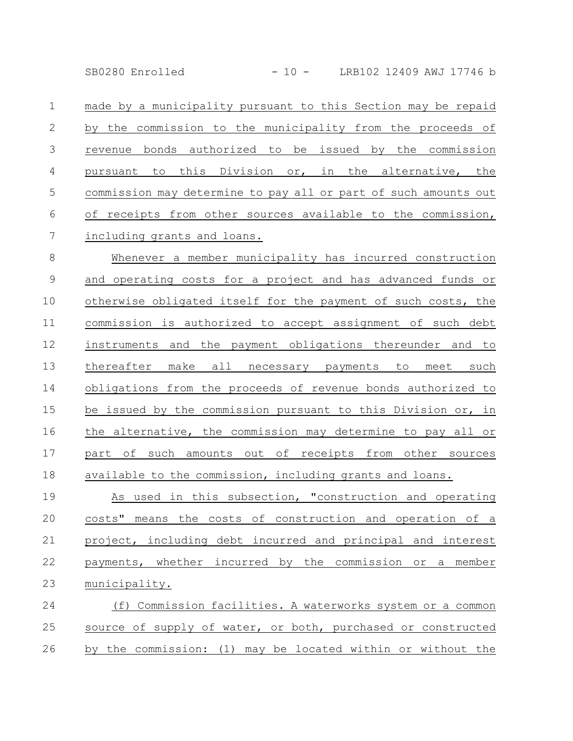made by a municipality pursuant to this Section may be repaid by the commission to the municipality from the proceeds of revenue bonds authorized to be issued by the commission pursuant to this Division or, in the alternative, the commission may determine to pay all or part of such amounts out of receipts from other sources available to the commission, including grants and loans.

Whenever a member municipality has incurred construction and operating costs for a project and has advanced funds or otherwise obligated itself for the payment of such costs, the commission is authorized to accept assignment of such debt instruments and the payment obligations thereunder and to thereafter make all necessary payments to meet such obligations from the proceeds of revenue bonds authorized to be issued by the commission pursuant to this Division or, in the alternative, the commission may determine to pay all or part of such amounts out of receipts from other sources available to the commission, including grants and loans.

As used in this subsection, "construction and operating costs" means the costs of construction and operation of a project, including debt incurred and principal and interest payments, whether incurred by the commission or a member municipality.

(f) Commission facilities. A waterworks system or a common source of supply of water, or both, purchased or constructed by the commission: (1) may be located within or without the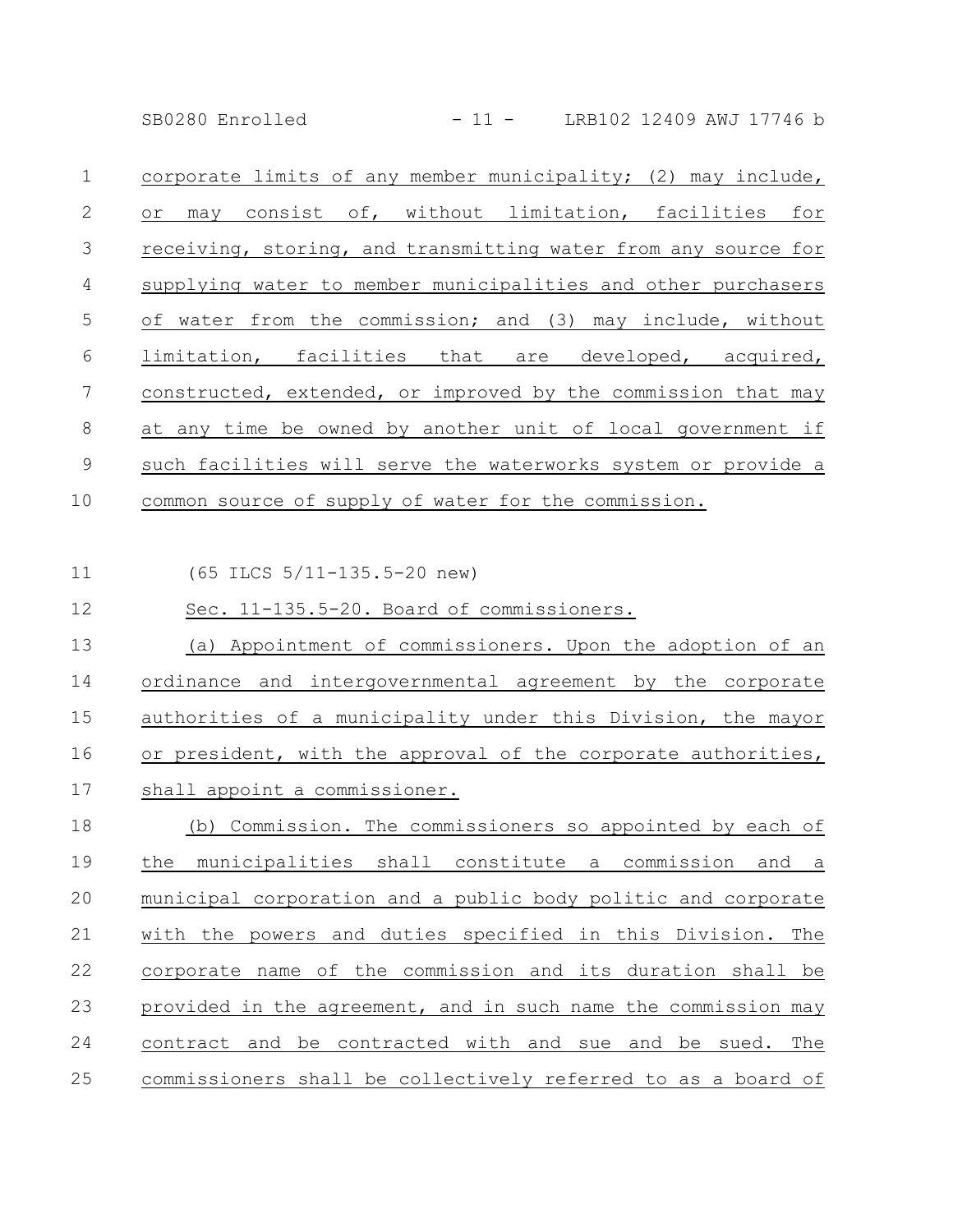corporate limits of any member municipality; (2) may include, or may consist of, without limitation, facilities for receiving, storing, and transmitting water from any source for supplying water to member municipalities and other purchasers of water from the commission; and (3) may include, without limitation, facilities that are developed, acquired, constructed, extended, or improved by the commission that may at any time be owned by another unit of local government if such facilities will serve the waterworks system or provide a common source of supply of water for the commission.

(65 ILCS 5/11-135.5-20 new)

Sec. 11-135.5-20. Board of commissioners.

(a) Appointment of commissioners. Upon the adoption of an ordinance and intergovernmental agreement by the corporate authorities of a municipality under this Division, the mayor or president, with the approval of the corporate authorities, shall appoint a commissioner.

(b) Commission. The commissioners so appointed by each of the municipalities shall constitute a commission and a municipal corporation and a public body politic and corporate with the powers and duties specified in this Division. The corporate name of the commission and its duration shall be provided in the agreement, and in such name the commission may contract and be contracted with and sue and be sued. The commissioners shall be collectively referred to as a board of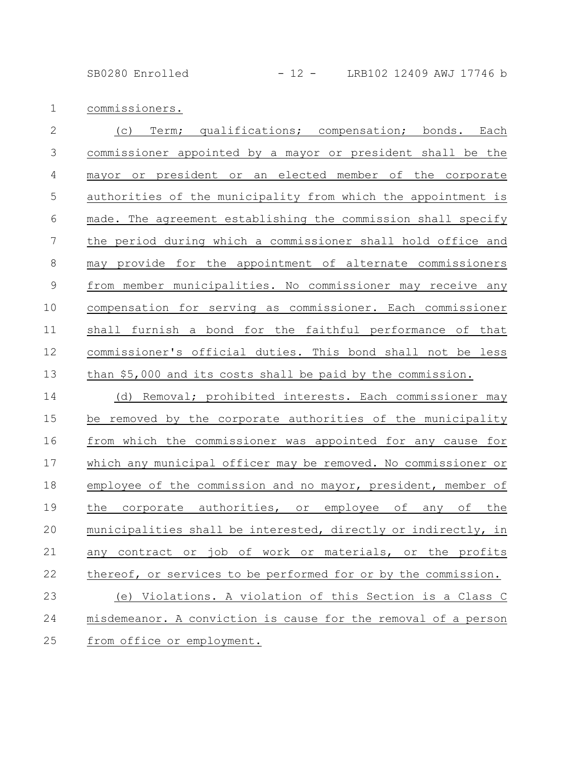commissioners.

(c) Term; qualifications; compensation; bonds. Each commissioner appointed by a mayor or president shall be the mayor or president or an elected member of the corporate authorities of the municipality from which the appointment is made. The agreement establishing the commission shall specify the period during which a commissioner shall hold office and may provide for the appointment of alternate commissioners from member municipalities. No commissioner may receive any compensation for serving as commissioner. Each commissioner shall furnish a bond for the faithful performance of that commissioner's official duties. This bond shall not be less than $5,000 and its costs shall be paid by the commission.

(d) Removal; prohibited interests. Each commissioner may be removed by the corporate authorities of the municipality from which the commissioner was appointed for any cause for which any municipal officer may be removed. No commissioner or employee of the commission and no mayor, president, member of the corporate authorities, or employee of any of the municipalities shall be interested, directly or indirectly, in any contract or job of work or materials, or the profits thereof, or services to be performed for or by the commission.

(e) Violations. A violation of this Section is a Class C misdemeanor. A conviction is cause for the removal of a person from office or employment.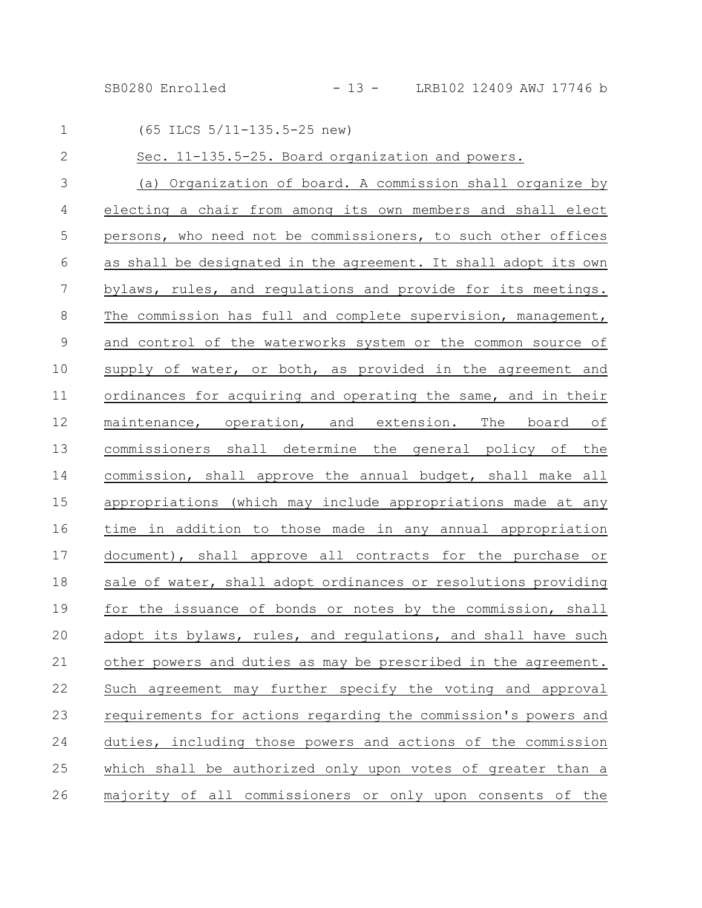(65 ILCS 5/11-135.5-25 new)

Sec. 11-135.5-25. Board organization and powers.

(a) Organization of board. A commission shall organize by electing a chair from among its own members and shall elect persons, who need not be commissioners, to such other offices as shall be designated in the agreement. It shall adopt its own bylaws, rules, and regulations and provide for its meetings. The commission has full and complete supervision, management, and control of the waterworks system or the common source of supply of water, or both, as provided in the agreement and ordinances for acquiring and operating the same, and in their maintenance, operation, and extension. The board of commissioners shall determine the general policy of the commission, shall approve the annual budget, shall make all appropriations (which may include appropriations made at any time in addition to those made in any annual appropriation document), shall approve all contracts for the purchase or sale of water, shall adopt ordinances or resolutions providing for the issuance of bonds or notes by the commission, shall adopt its bylaws, rules, and regulations, and shall have such other powers and duties as may be prescribed in the agreement. Such agreement may further specify the voting and approval requirements for actions regarding the commission's powers and duties, including those powers and actions of the commission which shall be authorized only upon votes of greater than a majority of all commissioners or only upon consents of the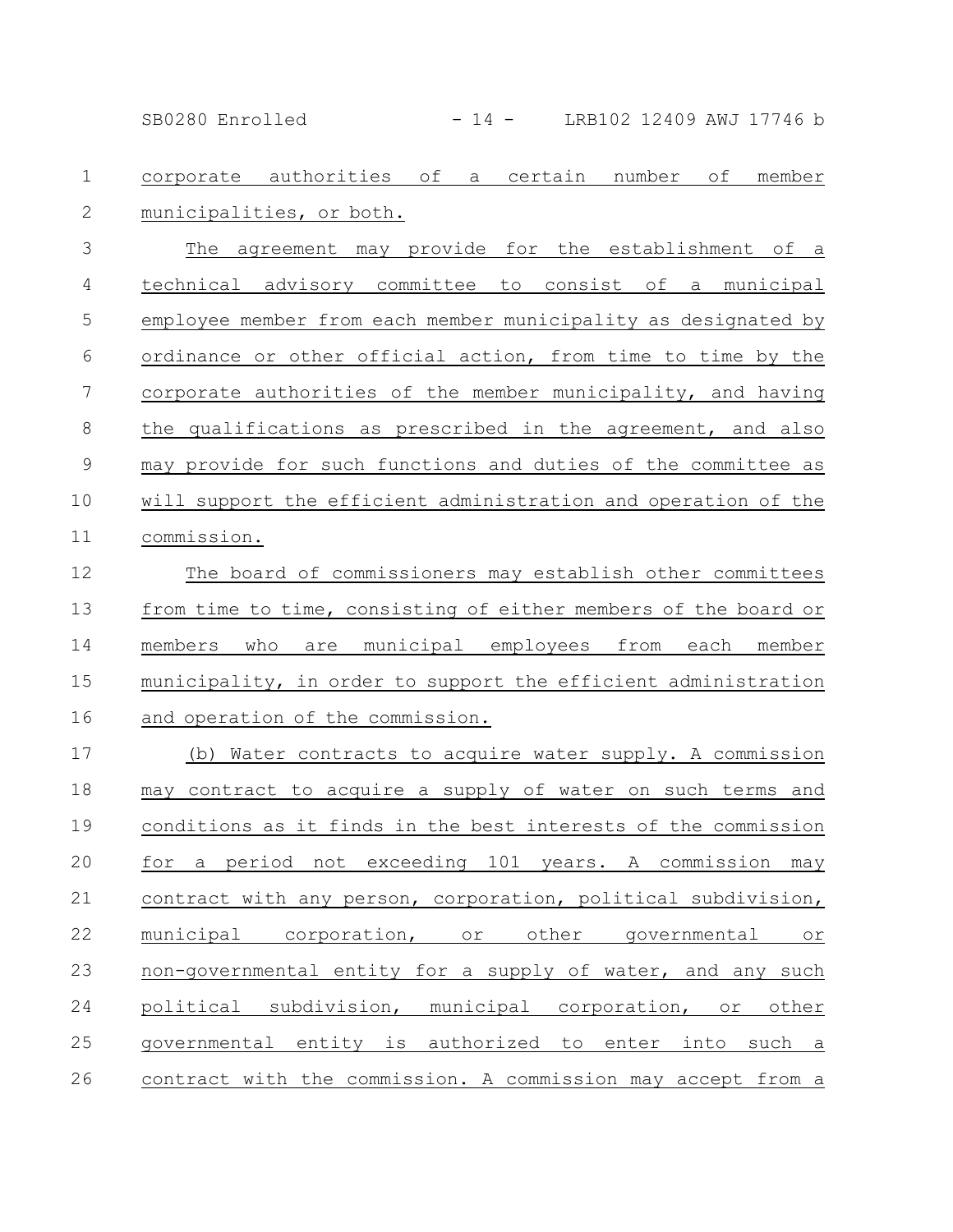corporate authorities of a certain number of member municipalities, or both.

The agreement may provide for the establishment of a technical advisory committee to consist of a municipal employee member from each member municipality as designated by ordinance or other official action, from time to time by the corporate authorities of the member municipality, and having the qualifications as prescribed in the agreement, and also may provide for such functions and duties of the committee as will support the efficient administration and operation of the commission.

The board of commissioners may establish other committees from time to time, consisting of either members of the board or members who are municipal employees from each member municipality, in order to support the efficient administration and operation of the commission.

(b) Water contracts to acquire water supply. A commission may contract to acquire a supply of water on such terms and conditions as it finds in the best interests of the commission for a period not exceeding 101 years. A commission may contract with any person, corporation, political subdivision, municipal corporation, or other governmental or non-governmental entity for a supply of water, and any such political subdivision, municipal corporation, or other governmental entity is authorized to enter into such a contract with the commission. A commission may accept from a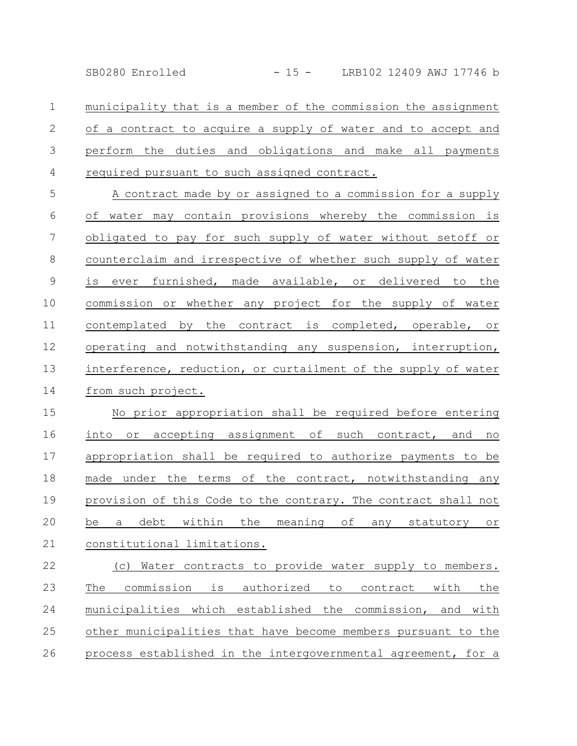municipality that is a member of the commission the assignment of a contract to acquire a supply of water and to accept and perform the duties and obligations and make all payments required pursuant to such assigned contract.

A contract made by or assigned to a commission for a supply of water may contain provisions whereby the commission is obligated to pay for such supply of water without setoff or counterclaim and irrespective of whether such supply of water is ever furnished, made available, or delivered to the commission or whether any project for the supply of water contemplated by the contract is completed, operable, or operating and notwithstanding any suspension, interruption, interference, reduction, or curtailment of the supply of water from such project.

No prior appropriation shall be required before entering into or accepting assignment of such contract, and no appropriation shall be required to authorize payments to be made under the terms of the contract, notwithstanding any provision of this Code to the contrary. The contract shall not be a debt within the meaning of any statutory or constitutional limitations.

(c) Water contracts to provide water supply to members. The commission is authorized to contract with the municipalities which established the commission, and with other municipalities that have become members pursuant to the process established in the intergovernmental agreement, for a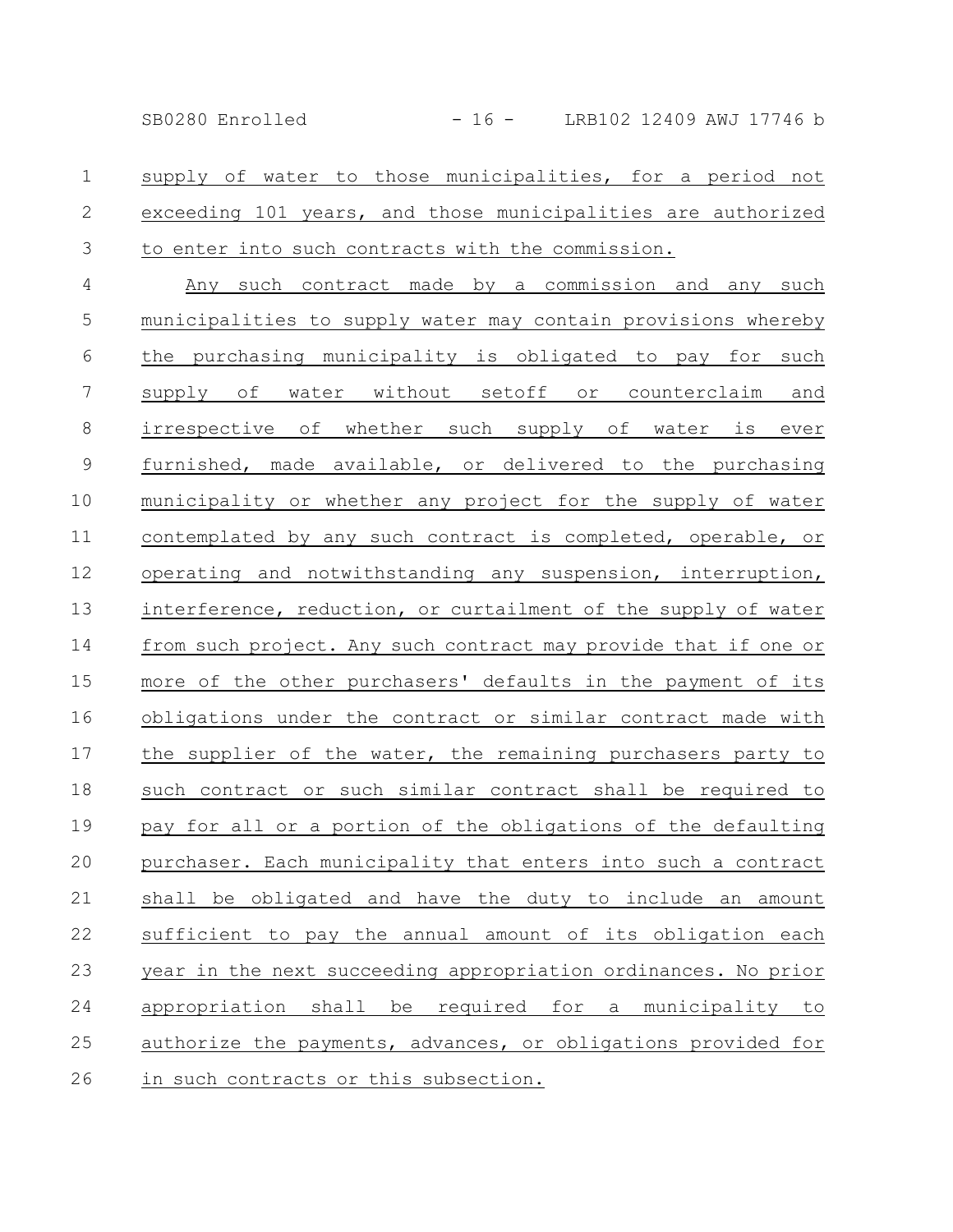supply of water to those municipalities, for a period not exceeding 101 years, and those municipalities are authorized to enter into such contracts with the commission.

Any such contract made by a commission and any such municipalities to supply water may contain provisions whereby the purchasing municipality is obligated to pay for such supply of water without setoff or counterclaim and irrespective of whether such supply of water is ever furnished, made available, or delivered to the purchasing municipality or whether any project for the supply of water contemplated by any such contract is completed, operable, or operating and notwithstanding any suspension, interruption, interference, reduction, or curtailment of the supply of water from such project. Any such contract may provide that if one or more of the other purchasers' defaults in the payment of its obligations under the contract or similar contract made with the supplier of the water, the remaining purchasers party to such contract or such similar contract shall be required to pay for all or a portion of the obligations of the defaulting purchaser. Each municipality that enters into such a contract shall be obligated and have the duty to include an amount sufficient to pay the annual amount of its obligation each year in the next succeeding appropriation ordinances. No prior appropriation shall be required for a municipality to authorize the payments, advances, or obligations provided for in such contracts or this subsection.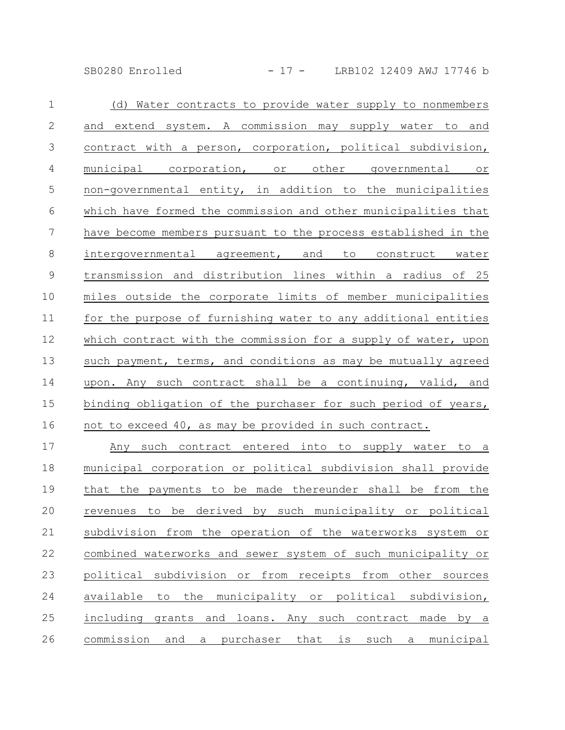(d) Water contracts to provide water supply to nonmembers and extend system. A commission may supply water to and contract with a person, corporation, political subdivision, municipal corporation, or other governmental or non-governmental entity, in addition to the municipalities which have formed the commission and other municipalities that have become members pursuant to the process established in the intergovernmental agreement, and to construct water transmission and distribution lines within a radius of 25 miles outside the corporate limits of member municipalities for the purpose of furnishing water to any additional entities which contract with the commission for a supply of water, upon such payment, terms, and conditions as may be mutually agreed upon. Any such contract shall be a continuing, valid, and binding obligation of the purchaser for such period of years, not to exceed 40, as may be provided in such contract.

Any such contract entered into to supply water to a municipal corporation or political subdivision shall provide that the payments to be made thereunder shall be from the revenues to be derived by such municipality or political subdivision from the operation of the waterworks system or combined waterworks and sewer system of such municipality or political subdivision or from receipts from other sources available to the municipality or political subdivision, including grants and loans. Any such contract made by a commission and a purchaser that is such a municipal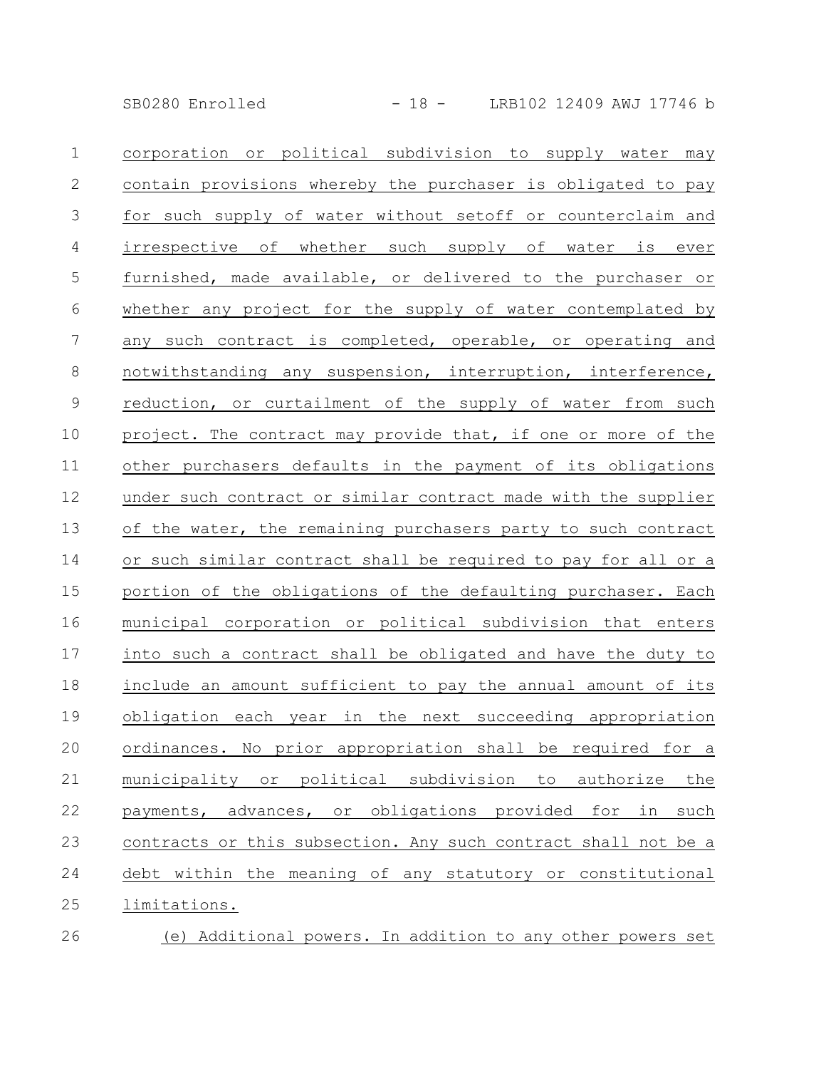corporation or political subdivision to supply water may contain provisions whereby the purchaser is obligated to pay for such supply of water without setoff or counterclaim and irrespective of whether such supply of water is ever furnished, made available, or delivered to the purchaser or whether any project for the supply of water contemplated by any such contract is completed, operable, or operating and notwithstanding any suspension, interruption, interference, reduction, or curtailment of the supply of water from such project. The contract may provide that, if one or more of the other purchasers defaults in the payment of its obligations under such contract or similar contract made with the supplier of the water, the remaining purchasers party to such contract or such similar contract shall be required to pay for all or a portion of the obligations of the defaulting purchaser. Each municipal corporation or political subdivision that enters into such a contract shall be obligated and have the duty to include an amount sufficient to pay the annual amount of its obligation each year in the next succeeding appropriation ordinances. No prior appropriation shall be required for a municipality or political subdivision to authorize the payments, advances, or obligations provided for in such contracts or this subsection. Any such contract shall not be a debt within the meaning of any statutory or constitutional limitations.

(e) Additional powers. In addition to any other powers set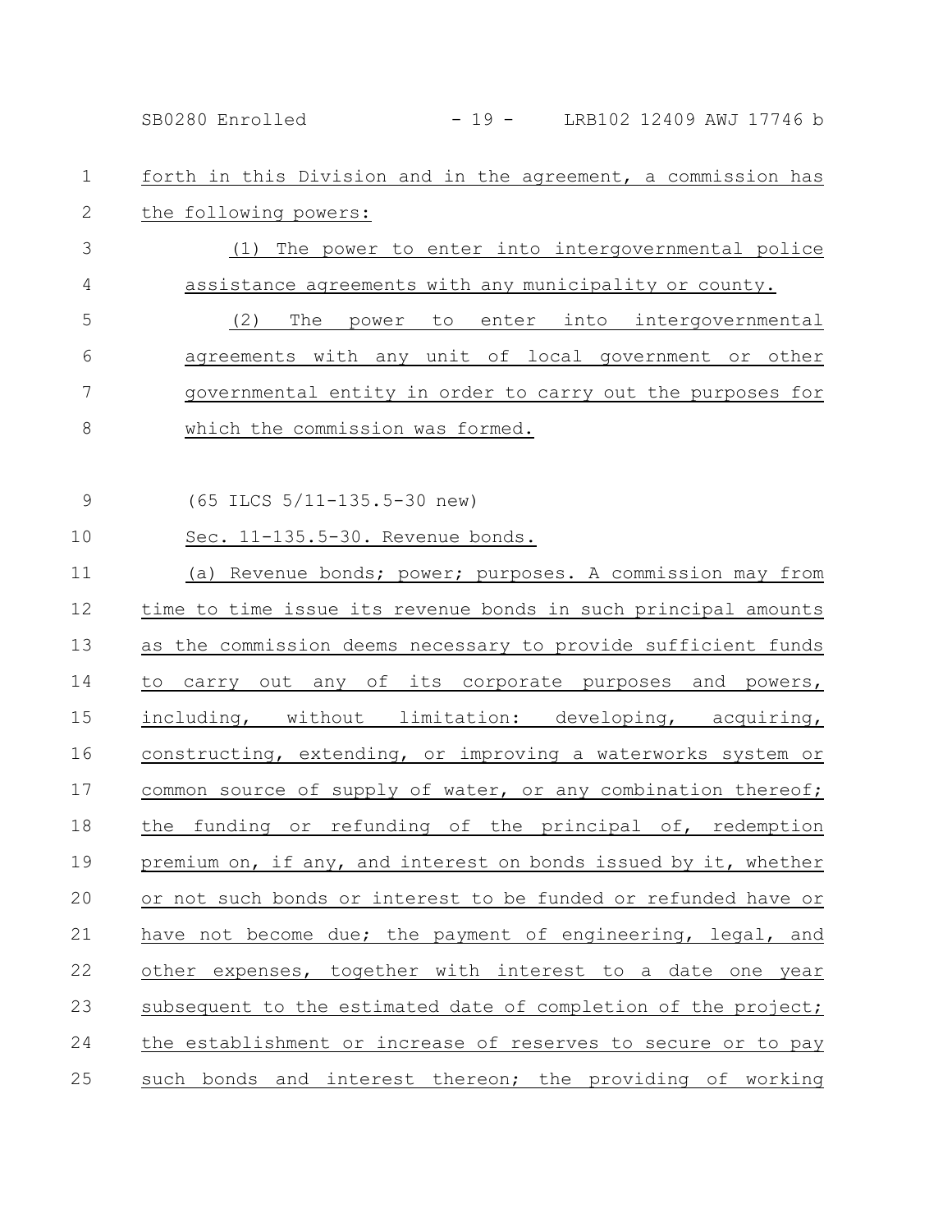forth in this Division and in the agreement, a commission has the following powers:

(1) The power to enter into intergovernmental police assistance agreements with any municipality or county.

(2) The power to enter into intergovernmental agreements with any unit of local government or other governmental entity in order to carry out the purposes for which the commission was formed.

(65 ILCS 5/11-135.5-30 new)

Sec. 11-135.5-30. Revenue bonds.

(a) Revenue bonds; power; purposes. A commission may from time to time issue its revenue bonds in such principal amounts as the commission deems necessary to provide sufficient funds to carry out any of its corporate purposes and powers, including, without limitation: developing, acquiring, constructing, extending, or improving a waterworks system or common source of supply of water, or any combination thereof; the funding or refunding of the principal of, redemption premium on, if any, and interest on bonds issued by it, whether or not such bonds or interest to be funded or refunded have or have not become due; the payment of engineering, legal, and other expenses, together with interest to a date one year subsequent to the estimated date of completion of the project; the establishment or increase of reserves to secure or to pay such bonds and interest thereon; the providing of working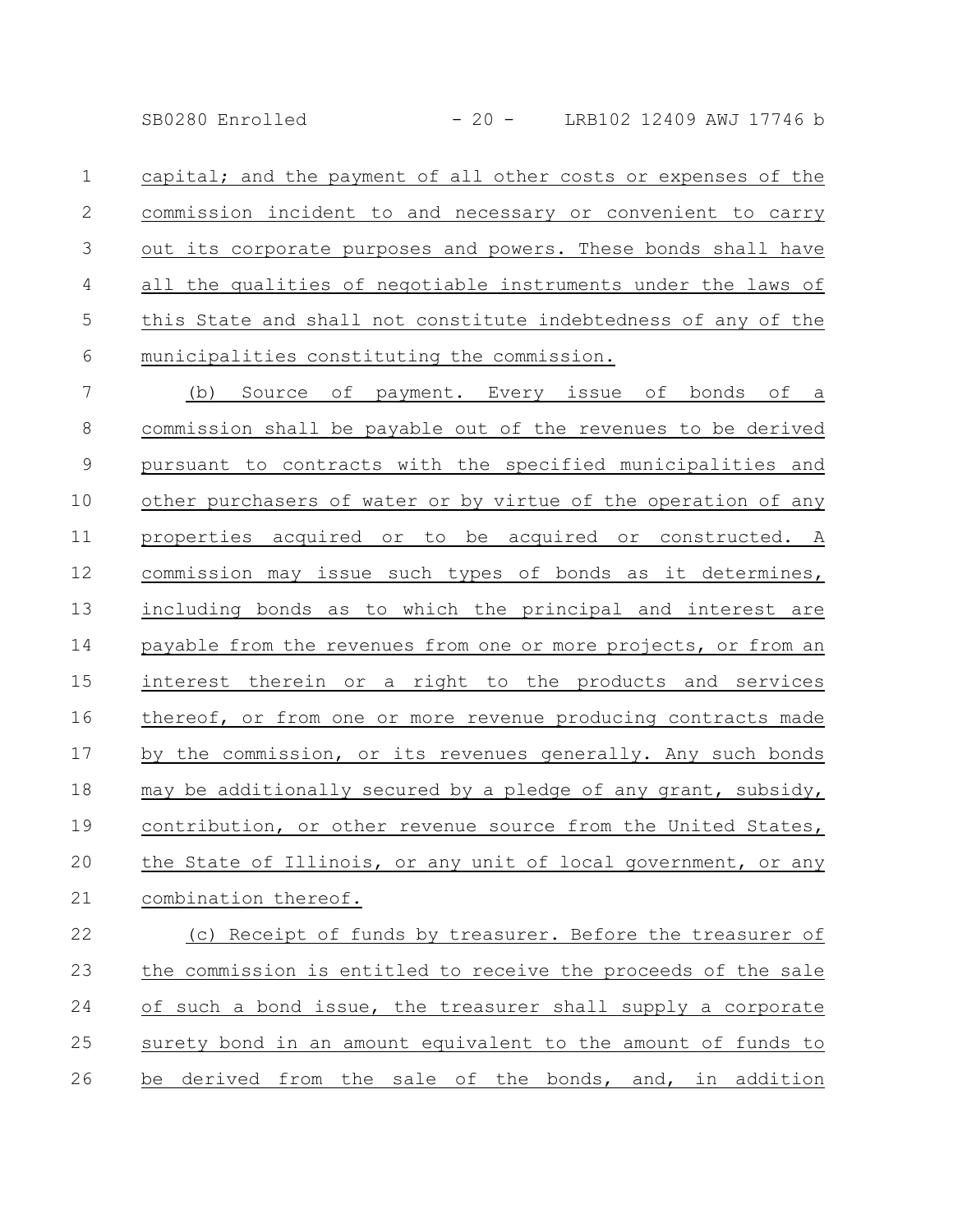capital; and the payment of all other costs or expenses of the commission incident to and necessary or convenient to carry out its corporate purposes and powers. These bonds shall have all the qualities of negotiable instruments under the laws of this State and shall not constitute indebtedness of any of the municipalities constituting the commission.

(b) Source of payment. Every issue of bonds of a commission shall be payable out of the revenues to be derived pursuant to contracts with the specified municipalities and other purchasers of water or by virtue of the operation of any properties acquired or to be acquired or constructed. A commission may issue such types of bonds as it determines, including bonds as to which the principal and interest are payable from the revenues from one or more projects, or from an interest therein or a right to the products and services thereof, or from one or more revenue producing contracts made by the commission, or its revenues generally. Any such bonds may be additionally secured by a pledge of any grant, subsidy, contribution, or other revenue source from the United States, the State of Illinois, or any unit of local government, or any combination thereof.

(c) Receipt of funds by treasurer. Before the treasurer of the commission is entitled to receive the proceeds of the sale of such a bond issue, the treasurer shall supply a corporate surety bond in an amount equivalent to the amount of funds to be derived from the sale of the bonds, and, in addition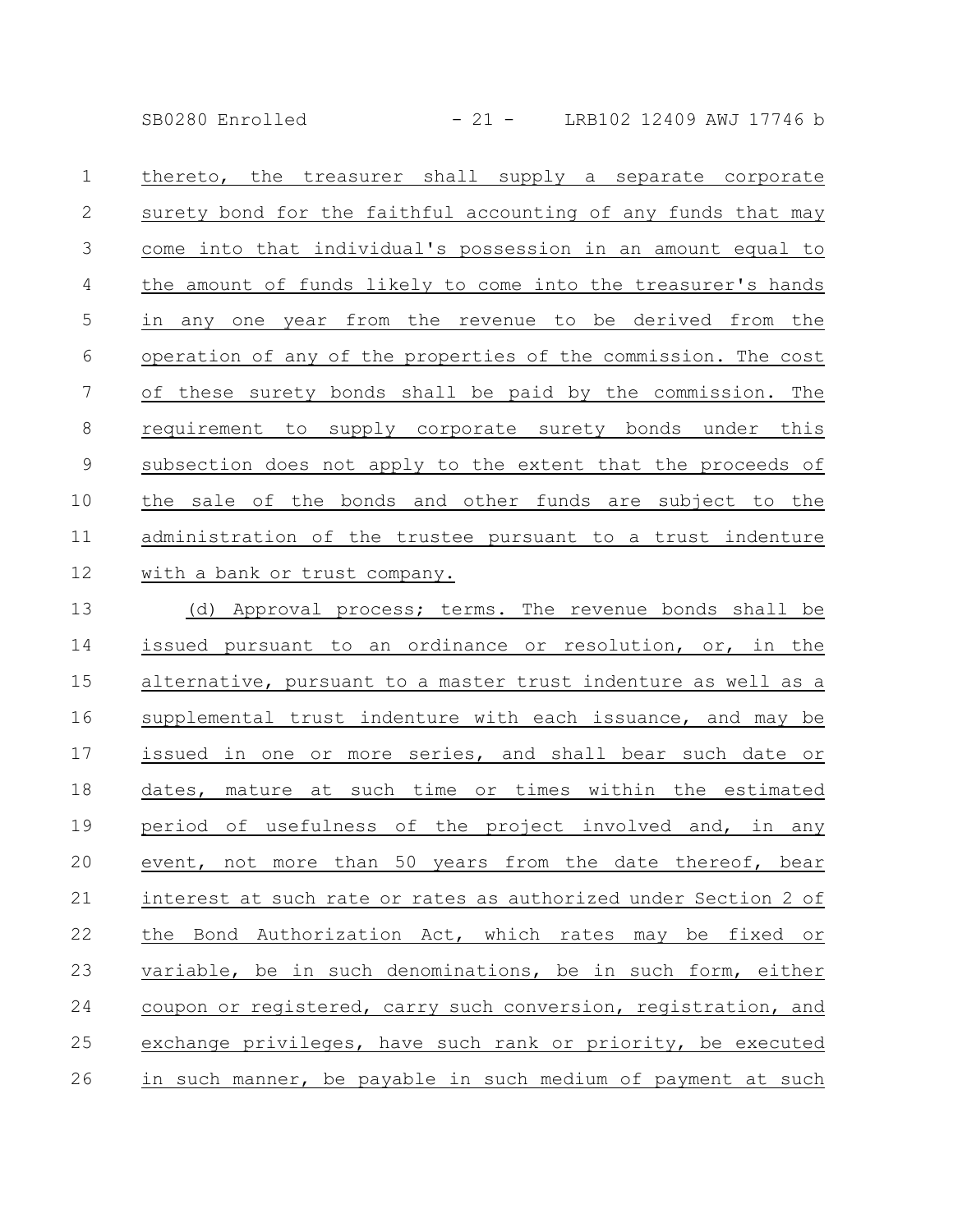thereto, the treasurer shall supply a separate corporate surety bond for the faithful accounting of any funds that may come into that individual's possession in an amount equal to the amount of funds likely to come into the treasurer's hands in any one year from the revenue to be derived from the operation of any of the properties of the commission. The cost of these surety bonds shall be paid by the commission. The requirement to supply corporate surety bonds under this subsection does not apply to the extent that the proceeds of the sale of the bonds and other funds are subject to the administration of the trustee pursuant to a trust indenture with a bank or trust company.

(d) Approval process; terms. The revenue bonds shall be issued pursuant to an ordinance or resolution, or, in the alternative, pursuant to a master trust indenture as well as a supplemental trust indenture with each issuance, and may be issued in one or more series, and shall bear such date or dates, mature at such time or times within the estimated period of usefulness of the project involved and, in any event, not more than 50 years from the date thereof, bear interest at such rate or rates as authorized under Section 2 of the Bond Authorization Act, which rates may be fixed or variable, be in such denominations, be in such form, either coupon or registered, carry such conversion, registration, and exchange privileges, have such rank or priority, be executed in such manner, be payable in such medium of payment at such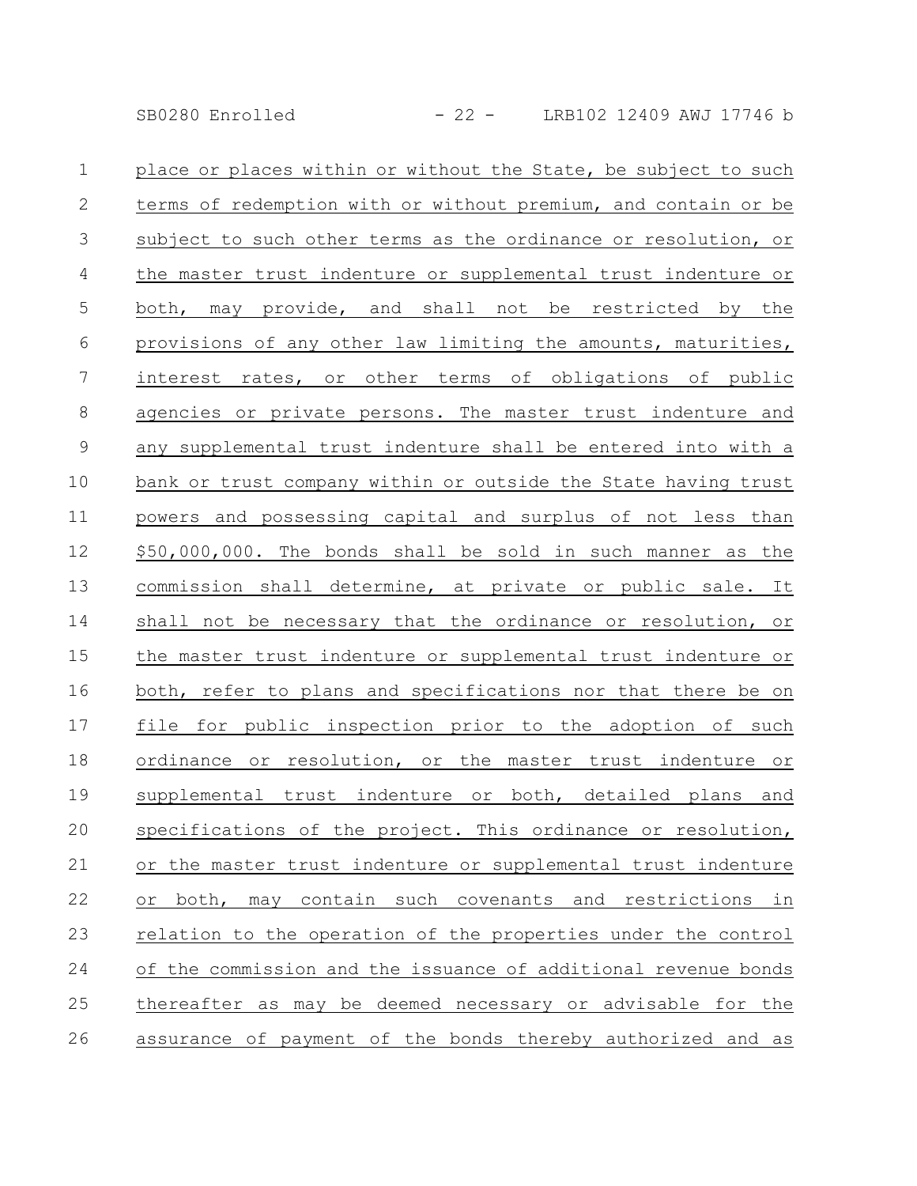place or places within or without the State, be subject to such terms of redemption with or without premium, and contain or be subject to such other terms as the ordinance or resolution, or the master trust indenture or supplemental trust indenture or both, may provide, and shall not be restricted by the provisions of any other law limiting the amounts, maturities, interest rates, or other terms of obligations of public agencies or private persons. The master trust indenture and any supplemental trust indenture shall be entered into with a bank or trust company within or outside the State having trust powers and possessing capital and surplus of not less than $50,000,000. The bonds shall be sold in such manner as the commission shall determine, at private or public sale. It shall not be necessary that the ordinance or resolution, or the master trust indenture or supplemental trust indenture or both, refer to plans and specifications nor that there be on file for public inspection prior to the adoption of such ordinance or resolution, or the master trust indenture or supplemental trust indenture or both, detailed plans and specifications of the project. This ordinance or resolution, or the master trust indenture or supplemental trust indenture or both, may contain such covenants and restrictions in relation to the operation of the properties under the control of the commission and the issuance of additional revenue bonds thereafter as may be deemed necessary or advisable for the assurance of payment of the bonds thereby authorized and as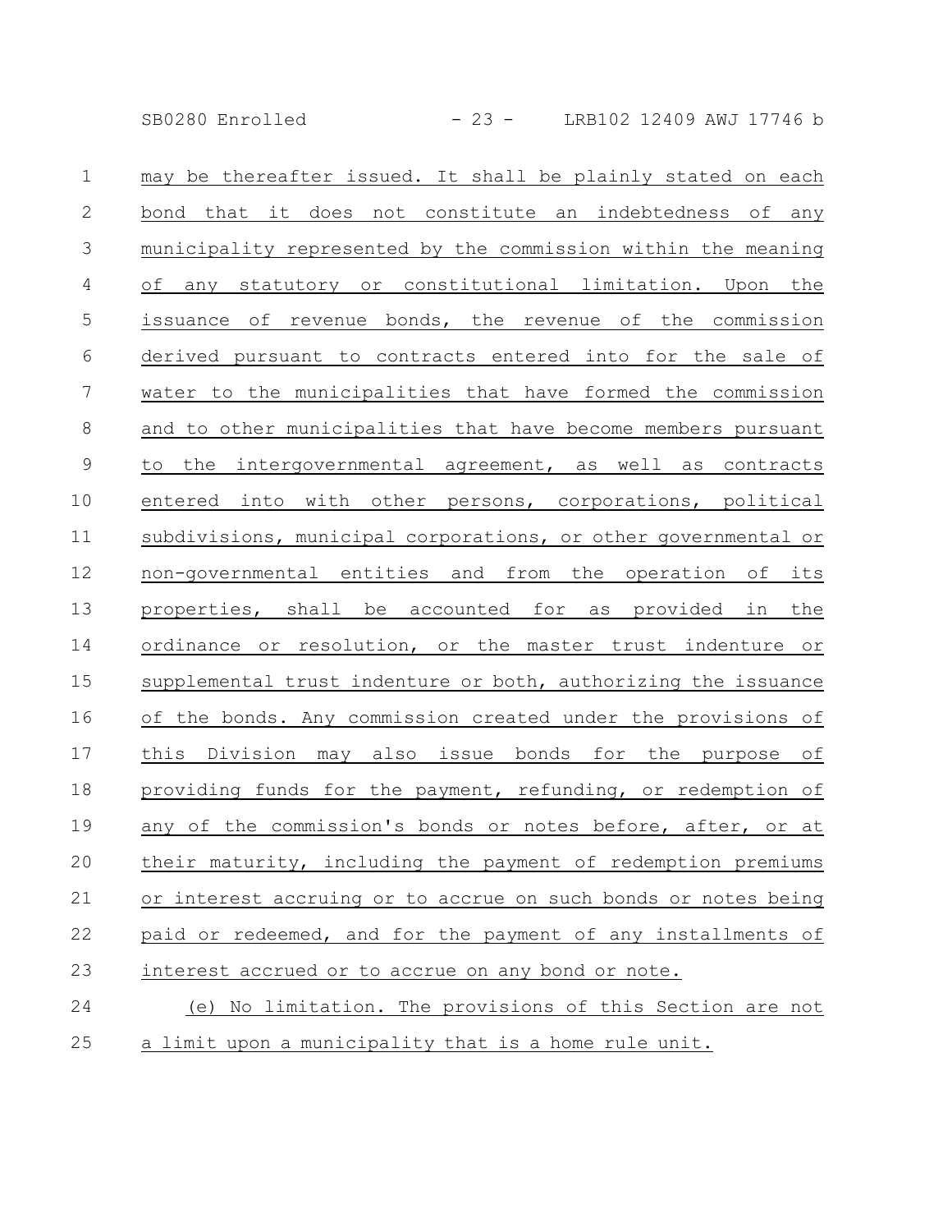may be thereafter issued. It shall be plainly stated on each bond that it does not constitute an indebtedness of any municipality represented by the commission within the meaning of any statutory or constitutional limitation. Upon the issuance of revenue bonds, the revenue of the commission derived pursuant to contracts entered into for the sale of water to the municipalities that have formed the commission and to other municipalities that have become members pursuant to the intergovernmental agreement, as well as contracts entered into with other persons, corporations, political subdivisions, municipal corporations, or other governmental or non-governmental entities and from the operation of its properties, shall be accounted for as provided in the ordinance or resolution, or the master trust indenture or supplemental trust indenture or both, authorizing the issuance of the bonds. Any commission created under the provisions of this Division may also issue bonds for the purpose of providing funds for the payment, refunding, or redemption of any of the commission's bonds or notes before, after, or at their maturity, including the payment of redemption premiums or interest accruing or to accrue on such bonds or notes being paid or redeemed, and for the payment of any installments of interest accrued or to accrue on any bond or note.

(e) No limitation. The provisions of this Section are not a limit upon a municipality that is a home rule unit.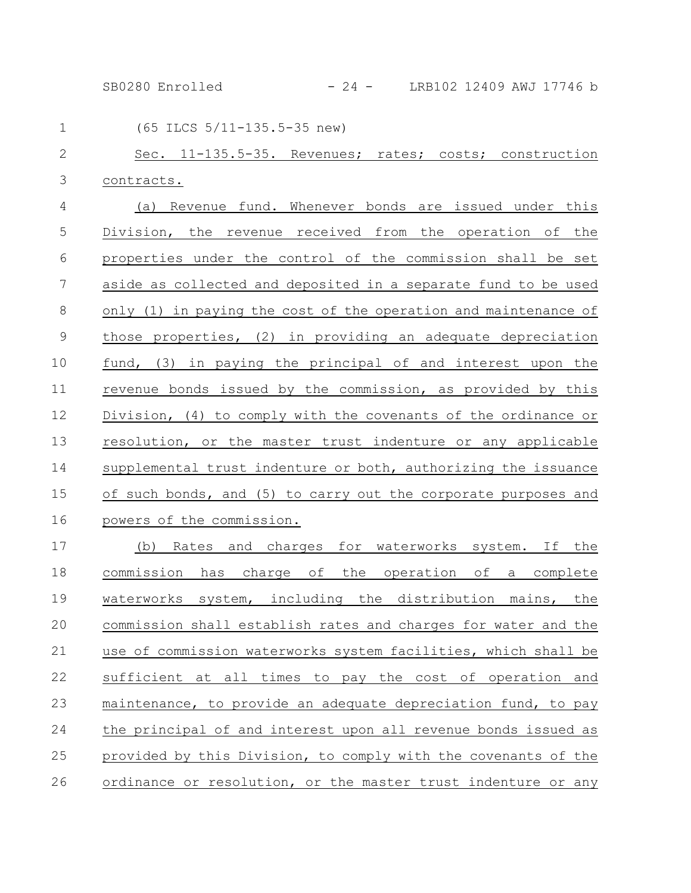(65 ILCS 5/11-135.5-35 new)

Sec. 11-135.5-35. Revenues; rates; costs; construction contracts.

(a) Revenue fund. Whenever bonds are issued under this Division, the revenue received from the operation of the properties under the control of the commission shall be set aside as collected and deposited in a separate fund to be used only (1) in paying the cost of the operation and maintenance of those properties, (2) in providing an adequate depreciation fund, (3) in paying the principal of and interest upon the revenue bonds issued by the commission, as provided by this Division, (4) to comply with the covenants of the ordinance or resolution, or the master trust indenture or any applicable supplemental trust indenture or both, authorizing the issuance of such bonds, and (5) to carry out the corporate purposes and powers of the commission.

(b) Rates and charges for waterworks system. If the commission has charge of the operation of a complete waterworks system, including the distribution mains, the commission shall establish rates and charges for water and the use of commission waterworks system facilities, which shall be sufficient at all times to pay the cost of operation and maintenance, to provide an adequate depreciation fund, to pay the principal of and interest upon all revenue bonds issued as provided by this Division, to comply with the covenants of the ordinance or resolution, or the master trust indenture or any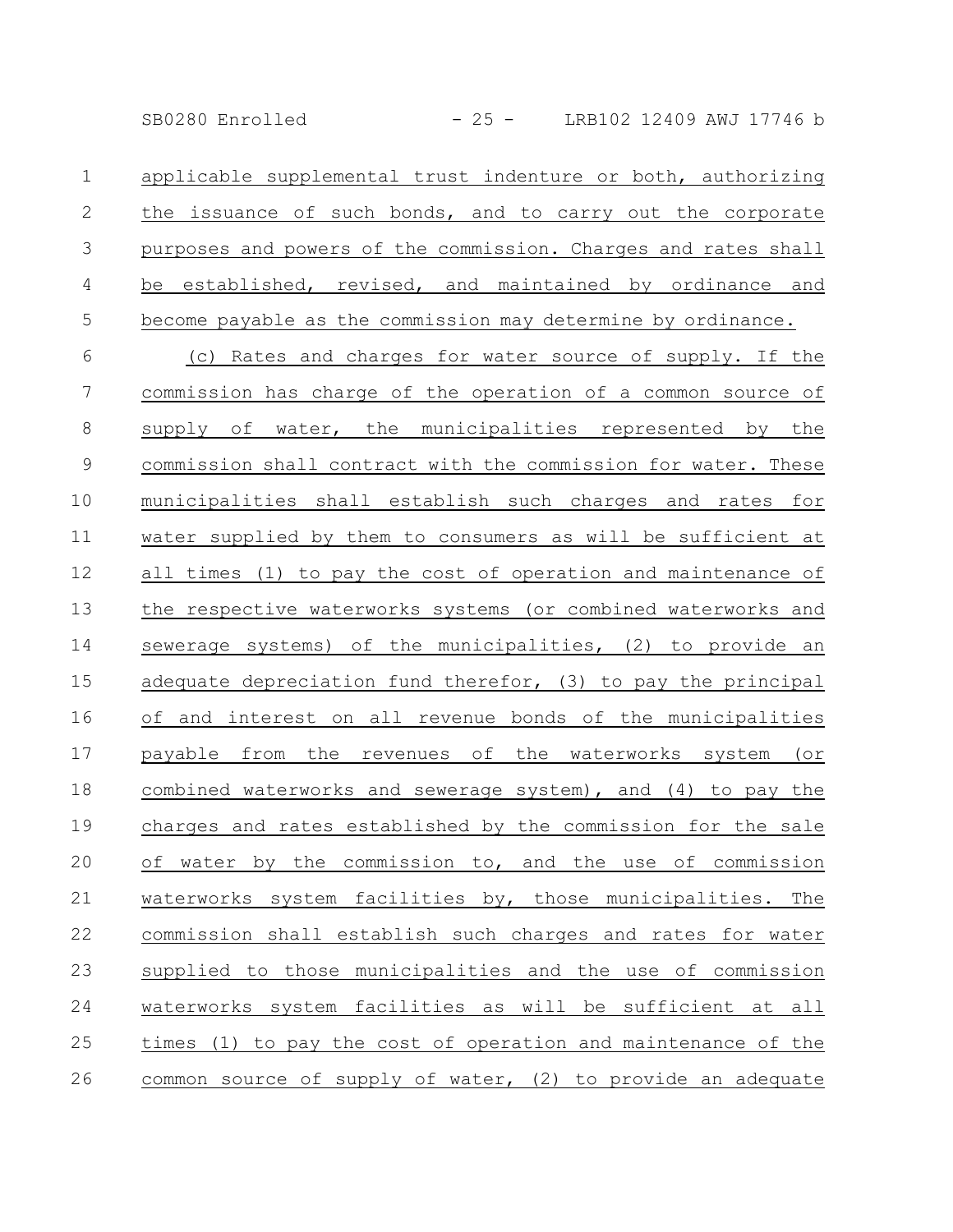applicable supplemental trust indenture or both, authorizing the issuance of such bonds, and to carry out the corporate purposes and powers of the commission. Charges and rates shall be established, revised, and maintained by ordinance and become payable as the commission may determine by ordinance.

(c) Rates and charges for water source of supply. If the commission has charge of the operation of a common source of supply of water, the municipalities represented by the commission shall contract with the commission for water. These municipalities shall establish such charges and rates for water supplied by them to consumers as will be sufficient at all times (1) to pay the cost of operation and maintenance of the respective waterworks systems (or combined waterworks and sewerage systems) of the municipalities, (2) to provide an adequate depreciation fund therefor, (3) to pay the principal of and interest on all revenue bonds of the municipalities payable from the revenues of the waterworks system (or combined waterworks and sewerage system), and (4) to pay the charges and rates established by the commission for the sale of water by the commission to, and the use of commission waterworks system facilities by, those municipalities. The commission shall establish such charges and rates for water supplied to those municipalities and the use of commission waterworks system facilities as will be sufficient at all times (1) to pay the cost of operation and maintenance of the common source of supply of water, (2) to provide an adequate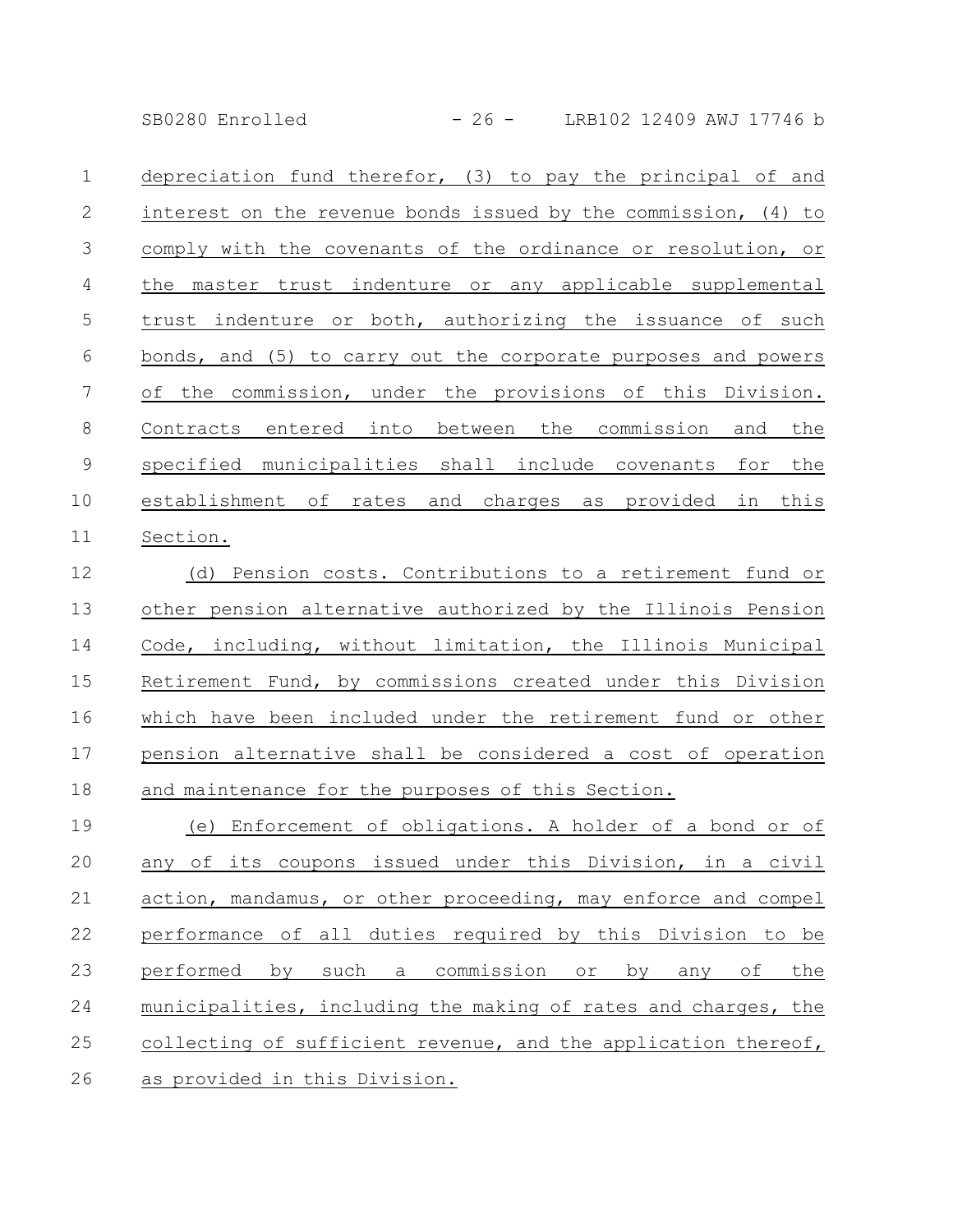depreciation fund therefor, (3) to pay the principal of and interest on the revenue bonds issued by the commission, (4) to comply with the covenants of the ordinance or resolution, or the master trust indenture or any applicable supplemental trust indenture or both, authorizing the issuance of such bonds, and (5) to carry out the corporate purposes and powers of the commission, under the provisions of this Division. Contracts entered into between the commission and the specified municipalities shall include covenants for the establishment of rates and charges as provided in this Section.

(d) Pension costs. Contributions to a retirement fund or other pension alternative authorized by the Illinois Pension Code, including, without limitation, the Illinois Municipal Retirement Fund, by commissions created under this Division which have been included under the retirement fund or other pension alternative shall be considered a cost of operation and maintenance for the purposes of this Section.

(e) Enforcement of obligations. A holder of a bond or of any of its coupons issued under this Division, in a civil action, mandamus, or other proceeding, may enforce and compel performance of all duties required by this Division to be performed by such a commission or by any of the municipalities, including the making of rates and charges, the collecting of sufficient revenue, and the application thereof, as provided in this Division.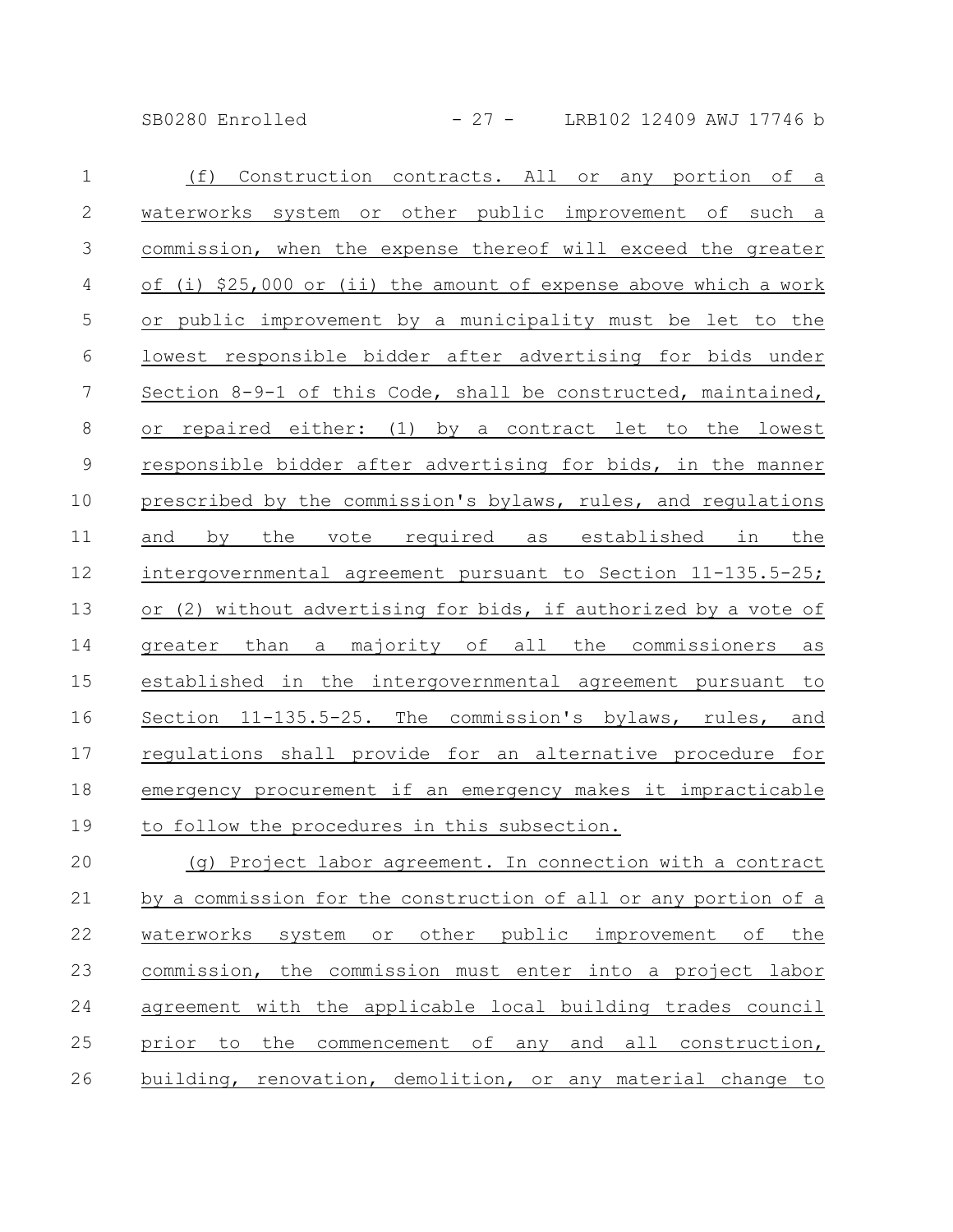(f) Construction contracts. All or any portion of a waterworks system or other public improvement of such a commission, when the expense thereof will exceed the greater of (i) $25,000 or (ii) the amount of expense above which a work or public improvement by a municipality must be let to the lowest responsible bidder after advertising for bids under Section 8-9-1 of this Code, shall be constructed, maintained, or repaired either: (1) by a contract let to the lowest responsible bidder after advertising for bids, in the manner prescribed by the commission's bylaws, rules, and regulations and by the vote required as established in the intergovernmental agreement pursuant to Section 11-135.5-25; or (2) without advertising for bids, if authorized by a vote of greater than a majority of all the commissioners as established in the intergovernmental agreement pursuant to Section 11-135.5-25. The commission's bylaws, rules, and regulations shall provide for an alternative procedure for emergency procurement if an emergency makes it impracticable to follow the procedures in this subsection.

(g) Project labor agreement. In connection with a contract by a commission for the construction of all or any portion of a waterworks system or other public improvement of the commission, the commission must enter into a project labor agreement with the applicable local building trades council prior to the commencement of any and all construction, building, renovation, demolition, or any material change to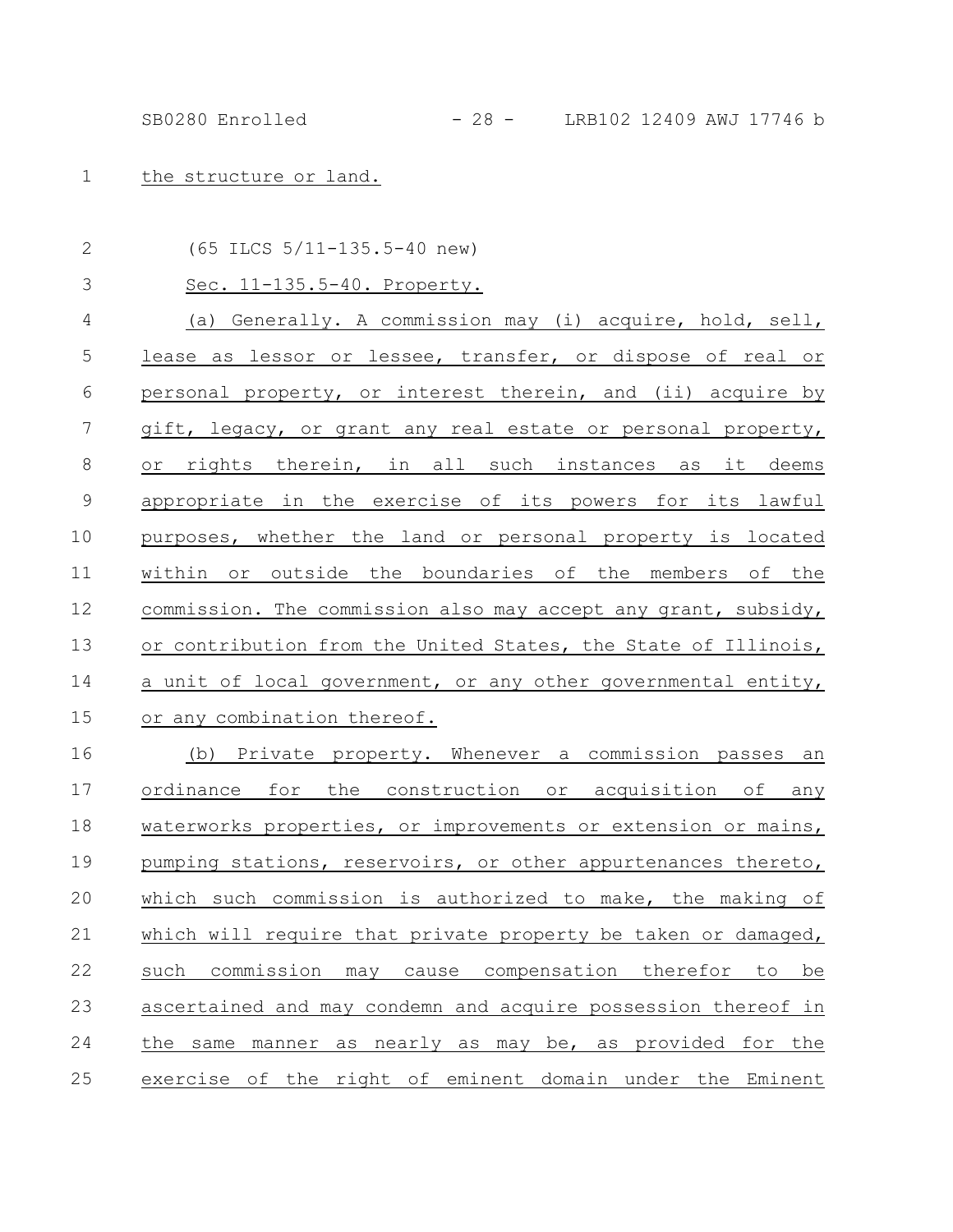the structure or land.

(65 ILCS 5/11-135.5-40 new)

Sec. 11-135.5-40. Property.

(a) Generally. A commission may (i) acquire, hold, sell, lease as lessor or lessee, transfer, or dispose of real or personal property, or interest therein, and (ii) acquire by gift, legacy, or grant any real estate or personal property, or rights therein, in all such instances as it deems appropriate in the exercise of its powers for its lawful purposes, whether the land or personal property is located within or outside the boundaries of the members of the commission. The commission also may accept any grant, subsidy, or contribution from the United States, the State of Illinois, a unit of local government, or any other governmental entity, or any combination thereof.

(b) Private property. Whenever a commission passes an ordinance for the construction or acquisition of any waterworks properties, or improvements or extension or mains, pumping stations, reservoirs, or other appurtenances thereto, which such commission is authorized to make, the making of which will require that private property be taken or damaged, such commission may cause compensation therefor to be ascertained and may condemn and acquire possession thereof in the same manner as nearly as may be, as provided for the exercise of the right of eminent domain under the Eminent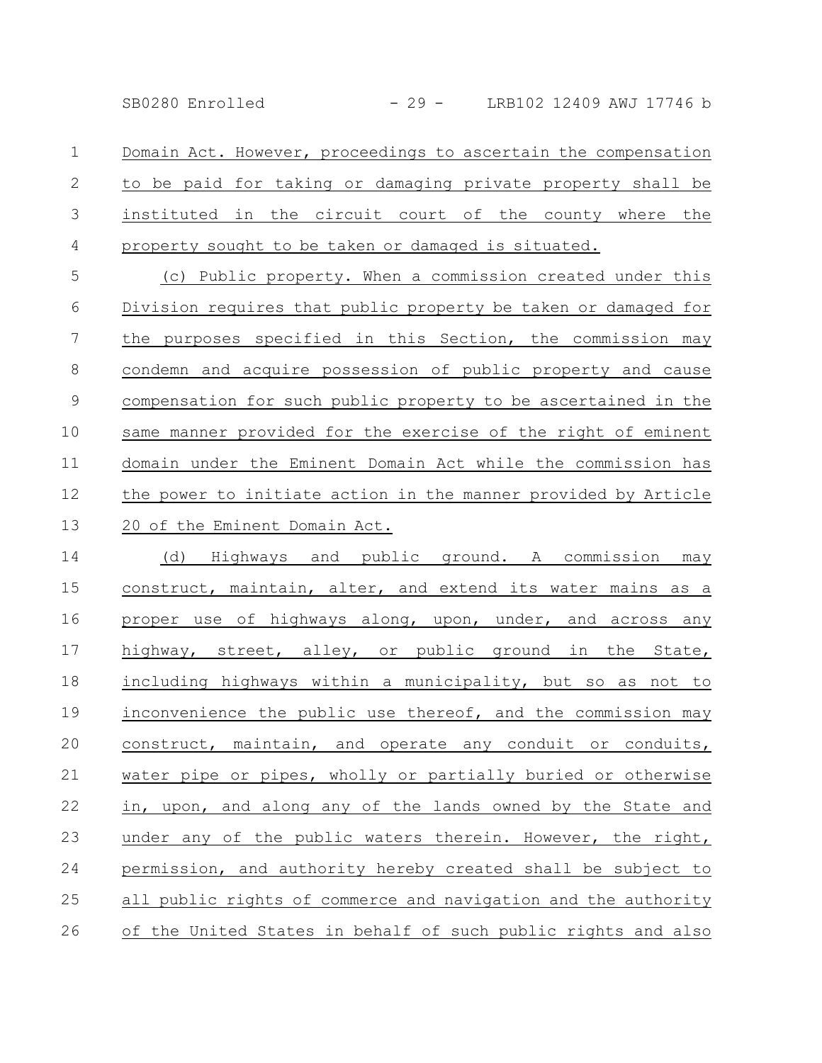Domain Act. However, proceedings to ascertain the compensation to be paid for taking or damaging private property shall be instituted in the circuit court of the county where the property sought to be taken or damaged is situated.

(c) Public property. When a commission created under this Division requires that public property be taken or damaged for the purposes specified in this Section, the commission may condemn and acquire possession of public property and cause compensation for such public property to be ascertained in the same manner provided for the exercise of the right of eminent domain under the Eminent Domain Act while the commission has the power to initiate action in the manner provided by Article 20 of the Eminent Domain Act.

(d) Highways and public ground. A commission may construct, maintain, alter, and extend its water mains as a proper use of highways along, upon, under, and across any highway, street, alley, or public ground in the State, including highways within a municipality, but so as not to inconvenience the public use thereof, and the commission may construct, maintain, and operate any conduit or conduits, water pipe or pipes, wholly or partially buried or otherwise in, upon, and along any of the lands owned by the State and under any of the public waters therein. However, the right, permission, and authority hereby created shall be subject to all public rights of commerce and navigation and the authority of the United States in behalf of such public rights and also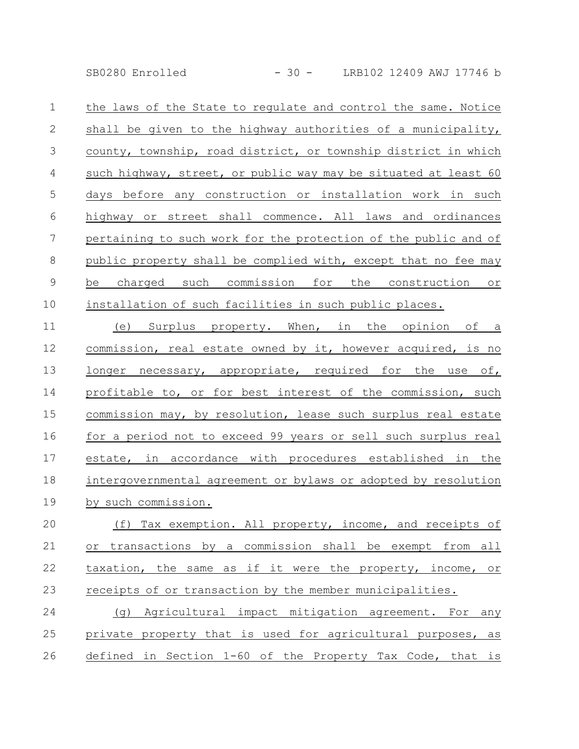the laws of the State to regulate and control the same. Notice shall be given to the highway authorities of a municipality, county, township, road district, or township district in which such highway, street, or public way may be situated at least 60 days before any construction or installation work in such highway or street shall commence. All laws and ordinances pertaining to such work for the protection of the public and of public property shall be complied with, except that no fee may be charged such commission for the construction or installation of such facilities in such public places.

(e) Surplus property. When, in the opinion of a commission, real estate owned by it, however acquired, is no longer necessary, appropriate, required for the use of, profitable to, or for best interest of the commission, such commission may, by resolution, lease such surplus real estate for a period not to exceed 99 years or sell such surplus real estate, in accordance with procedures established in the intergovernmental agreement or bylaws or adopted by resolution by such commission.

(f) Tax exemption. All property, income, and receipts of or transactions by a commission shall be exempt from all taxation, the same as if it were the property, income, or receipts of or transaction by the member municipalities.

(g) Agricultural impact mitigation agreement. For any private property that is used for agricultural purposes, as defined in Section 1-60 of the Property Tax Code, that is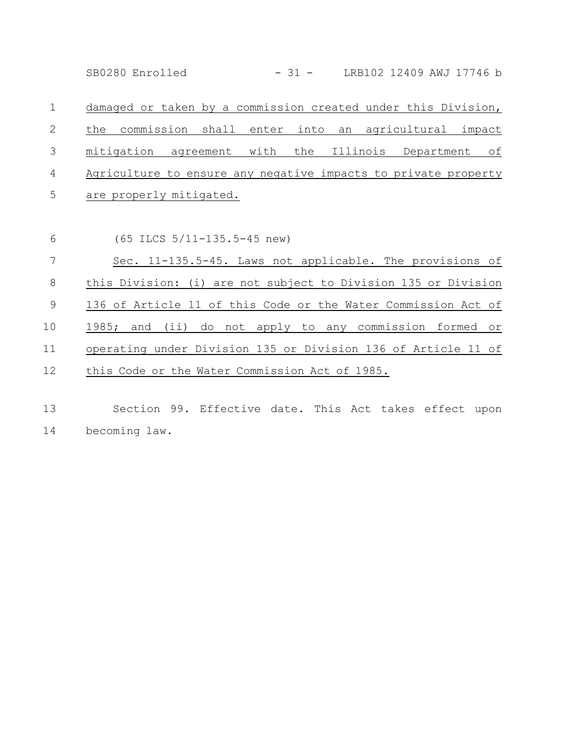damaged or taken by a commission created under this Division, the commission shall enter into an agricultural impact mitigation agreement with the Illinois Department of Agriculture to ensure any negative impacts to private property are properly mitigated.

(65 ILCS 5/11-135.5-45 new)

Sec. 11-135.5-45. Laws not applicable. The provisions of this Division: (i) are not subject to Division 135 or Division 136 of Article 11 of this Code or the Water Commission Act of 1985; and (ii) do not apply to any commission formed or operating under Division 135 or Division 136 of Article 11 of this Code or the Water Commission Act of 1985.

Section 99. Effective date. This Act takes effect upon becoming law.